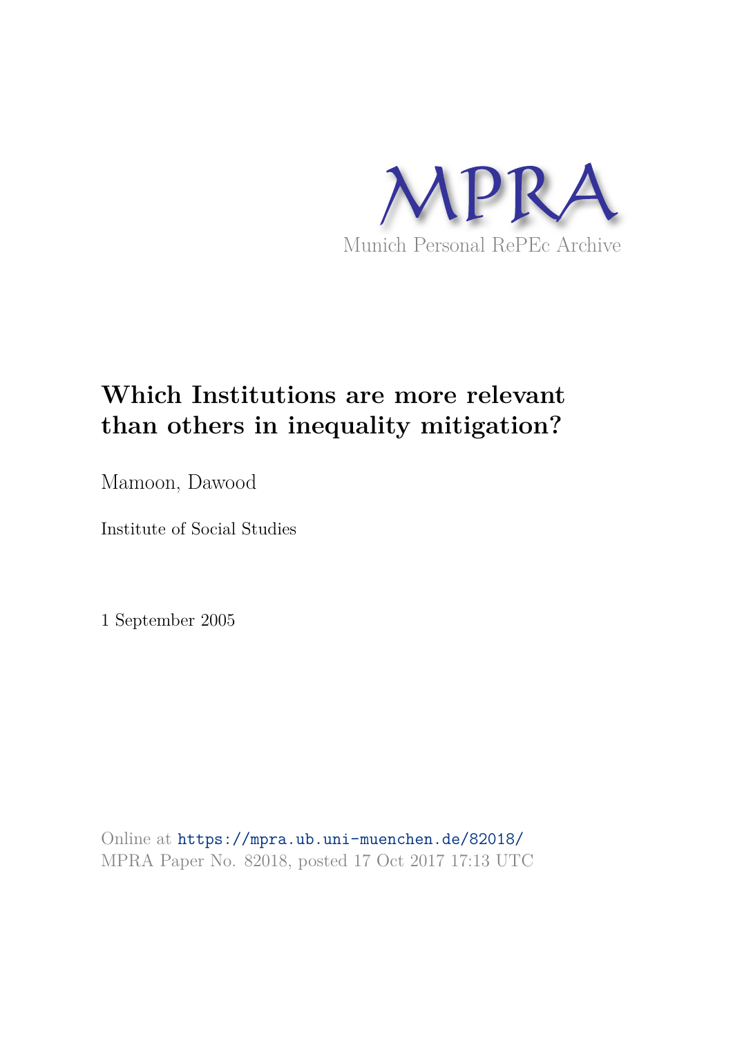MPRA

Munich Personal RePEc Archive

# Which Institutions are more relevant than others in inequality mitigation?

Mamoon, Dawood

Institute of Social Studies

1 September 2005

Online at https://mpra.ub.uni-muenchen.de/82018/
MPRA Paper No. 82018, posted 17 Oct 2017 17:13 UTC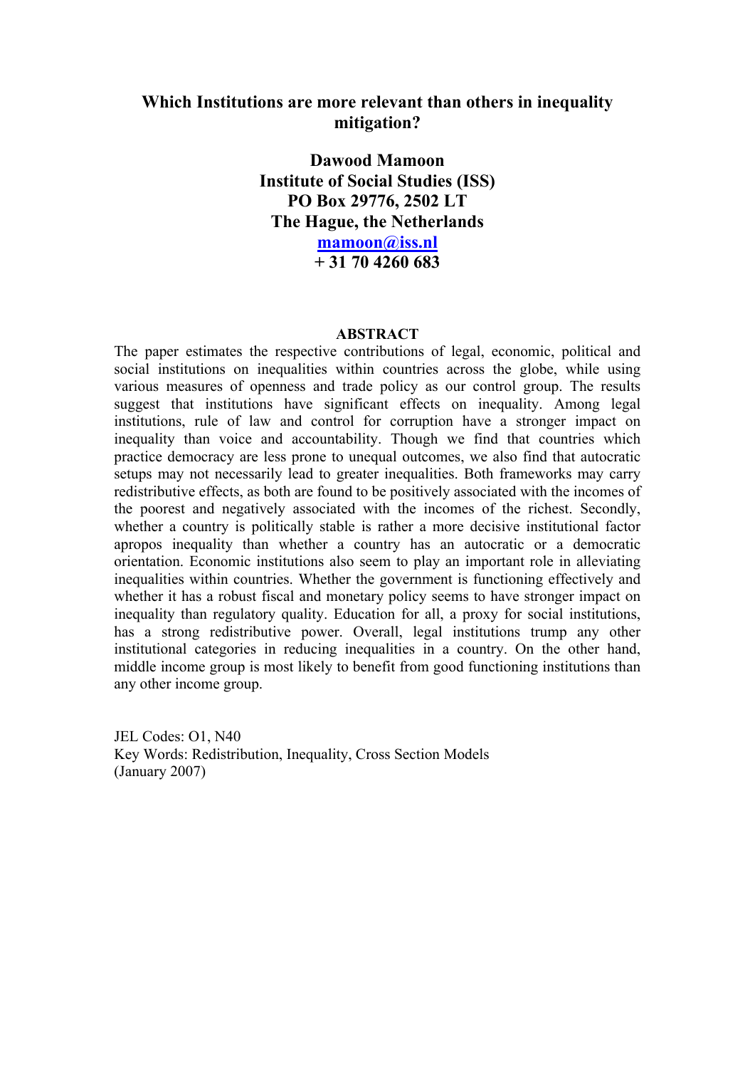# Which Institutions are more relevant than others in inequality mitigation?

**Dawood Mamoon**
**Institute of Social Studies (ISS)**
**PO Box 29776, 2502 LT**
**The Hague, the Netherlands**
**mamoon@iss.nl**
**+ 31 70 4260 683**

## ABSTRACT

The paper estimates the respective contributions of legal, economic, political and social institutions on inequalities within countries across the globe, while using various measures of openness and trade policy as our control group. The results suggest that institutions have significant effects on inequality. Among legal institutions, rule of law and control for corruption have a stronger impact on inequality than voice and accountability. Though we find that countries which practice democracy are less prone to unequal outcomes, we also find that autocratic setups may not necessarily lead to greater inequalities. Both frameworks may carry redistributive effects, as both are found to be positively associated with the incomes of the poorest and negatively associated with the incomes of the richest. Secondly, whether a country is politically stable is rather a more decisive institutional factor apropos inequality than whether a country has an autocratic or a democratic orientation. Economic institutions also seem to play an important role in alleviating inequalities within countries. Whether the government is functioning effectively and whether it has a robust fiscal and monetary policy seems to have stronger impact on inequality than regulatory quality. Education for all, a proxy for social institutions, has a strong redistributive power. Overall, legal institutions trump any other institutional categories in reducing inequalities in a country. On the other hand, middle income group is most likely to benefit from good functioning institutions than any other income group.

JEL Codes: O1, N40
Key Words: Redistribution, Inequality, Cross Section Models
(January 2007)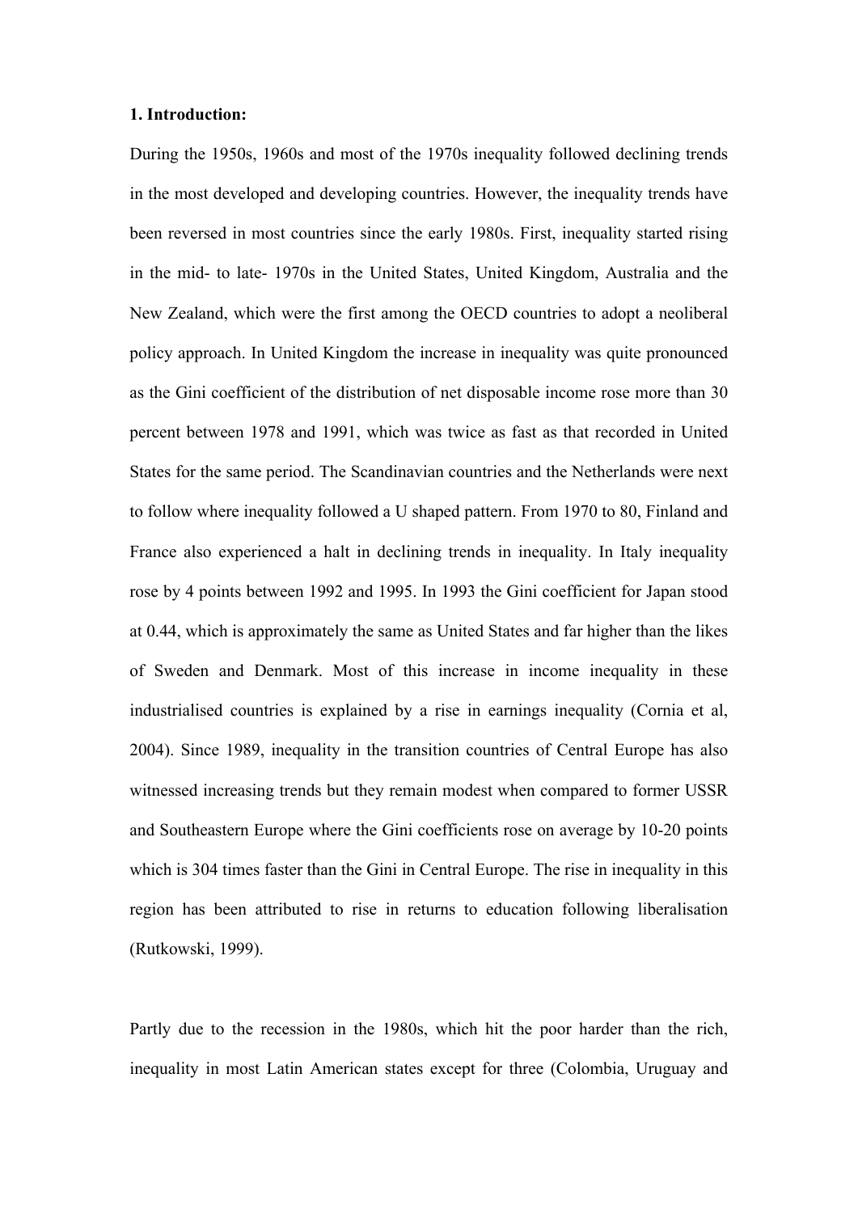**1. Introduction:**

During the 1950s, 1960s and most of the 1970s inequality followed declining trends in the most developed and developing countries. However, the inequality trends have been reversed in most countries since the early 1980s. First, inequality started rising in the mid- to late- 1970s in the United States, United Kingdom, Australia and the New Zealand, which were the first among the OECD countries to adopt a neoliberal policy approach. In United Kingdom the increase in inequality was quite pronounced as the Gini coefficient of the distribution of net disposable income rose more than 30 percent between 1978 and 1991, which was twice as fast as that recorded in United States for the same period. The Scandinavian countries and the Netherlands were next to follow where inequality followed a U shaped pattern. From 1970 to 80, Finland and France also experienced a halt in declining trends in inequality. In Italy inequality rose by 4 points between 1992 and 1995. In 1993 the Gini coefficient for Japan stood at 0.44, which is approximately the same as United States and far higher than the likes of Sweden and Denmark. Most of this increase in income inequality in these industrialised countries is explained by a rise in earnings inequality (Cornia et al, 2004). Since 1989, inequality in the transition countries of Central Europe has also witnessed increasing trends but they remain modest when compared to former USSR and Southeastern Europe where the Gini coefficients rose on average by 10-20 points which is 304 times faster than the Gini in Central Europe. The rise in inequality in this region has been attributed to rise in returns to education following liberalisation (Rutkowski, 1999).

Partly due to the recession in the 1980s, which hit the poor harder than the rich, inequality in most Latin American states except for three (Colombia, Uruguay and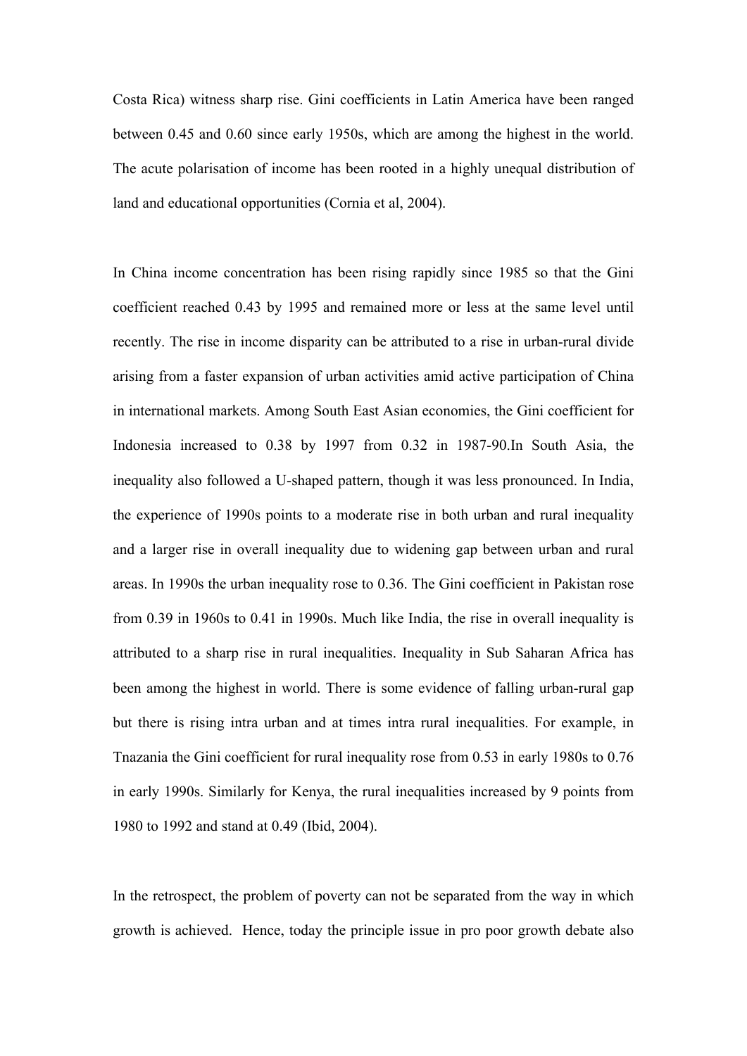Costa Rica) witness sharp rise. Gini coefficients in Latin America have been ranged between 0.45 and 0.60 since early 1950s, which are among the highest in the world. The acute polarisation of income has been rooted in a highly unequal distribution of land and educational opportunities (Cornia et al, 2004).

In China income concentration has been rising rapidly since 1985 so that the Gini coefficient reached 0.43 by 1995 and remained more or less at the same level until recently. The rise in income disparity can be attributed to a rise in urban-rural divide arising from a faster expansion of urban activities amid active participation of China in international markets. Among South East Asian economies, the Gini coefficient for Indonesia increased to 0.38 by 1997 from 0.32 in 1987-90.In South Asia, the inequality also followed a U-shaped pattern, though it was less pronounced. In India, the experience of 1990s points to a moderate rise in both urban and rural inequality and a larger rise in overall inequality due to widening gap between urban and rural areas. In 1990s the urban inequality rose to 0.36. The Gini coefficient in Pakistan rose from 0.39 in 1960s to 0.41 in 1990s. Much like India, the rise in overall inequality is attributed to a sharp rise in rural inequalities. Inequality in Sub Saharan Africa has been among the highest in world. There is some evidence of falling urban-rural gap but there is rising intra urban and at times intra rural inequalities. For example, in Tnazania the Gini coefficient for rural inequality rose from 0.53 in early 1980s to 0.76 in early 1990s. Similarly for Kenya, the rural inequalities increased by 9 points from 1980 to 1992 and stand at 0.49 (Ibid, 2004).

In the retrospect, the problem of poverty can not be separated from the way in which growth is achieved. Hence, today the principle issue in pro poor growth debate also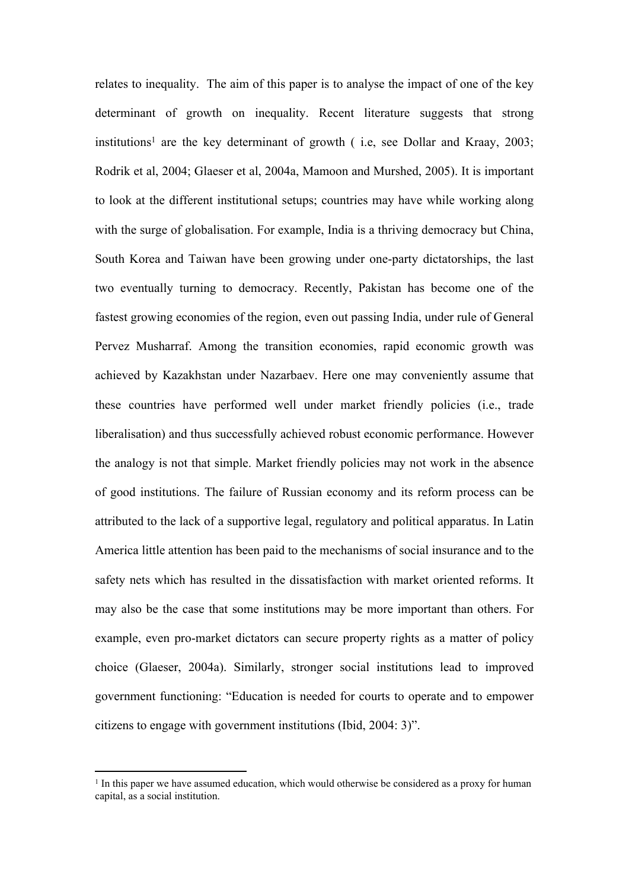relates to inequality. The aim of this paper is to analyse the impact of one of the key determinant of growth on inequality. Recent literature suggests that strong institutions[1] are the key determinant of growth ( i.e, see Dollar and Kraay, 2003; Rodrik et al, 2004; Glaeser et al, 2004a, Mamoon and Murshed, 2005). It is important to look at the different institutional setups; countries may have while working along with the surge of globalisation. For example, India is a thriving democracy but China, South Korea and Taiwan have been growing under one-party dictatorships, the last two eventually turning to democracy. Recently, Pakistan has become one of the fastest growing economies of the region, even out passing India, under rule of General Pervez Musharraf. Among the transition economies, rapid economic growth was achieved by Kazakhstan under Nazarbaev. Here one may conveniently assume that these countries have performed well under market friendly policies (i.e., trade liberalisation) and thus successfully achieved robust economic performance. However the analogy is not that simple. Market friendly policies may not work in the absence of good institutions. The failure of Russian economy and its reform process can be attributed to the lack of a supportive legal, regulatory and political apparatus. In Latin America little attention has been paid to the mechanisms of social insurance and to the safety nets which has resulted in the dissatisfaction with market oriented reforms. It may also be the case that some institutions may be more important than others. For example, even pro-market dictators can secure property rights as a matter of policy choice (Glaeser, 2004a). Similarly, stronger social institutions lead to improved government functioning: "Education is needed for courts to operate and to empower citizens to engage with government institutions (Ibid, 2004: 3)".

[1] In this paper we have assumed education, which would otherwise be considered as a proxy for human capital, as a social institution.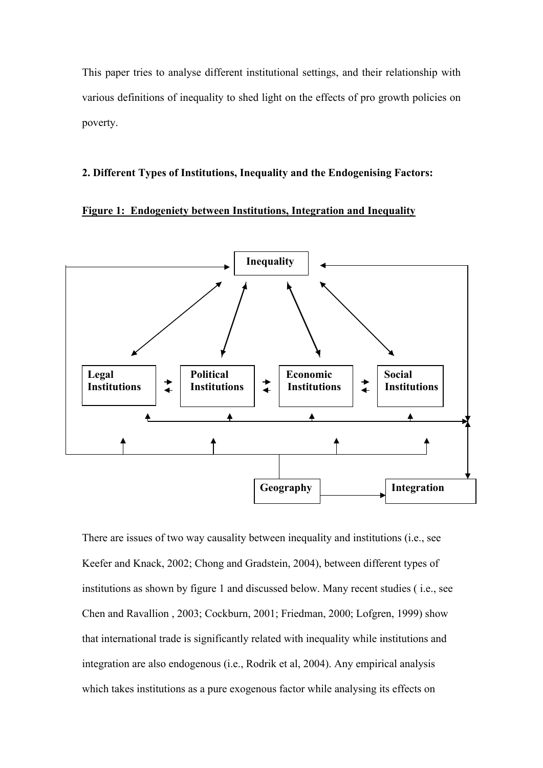This paper tries to analyse different institutional settings, and their relationship with various definitions of inequality to shed light on the effects of pro growth policies on poverty.

## 2. Different Types of Institutions, Inequality and the Endogenising Factors:

**Figure 1: Endogeniety between Institutions, Integration and Inequality**

Inequality

Legal Institutions | Political Institutions | Economic Institutions | Social Institutions

Geography | Integration

There are issues of two way causality between inequality and institutions (i.e., see Keefer and Knack, 2002; Chong and Gradstein, 2004), between different types of institutions as shown by figure 1 and discussed below. Many recent studies ( i.e., see Chen and Ravallion , 2003; Cockburn, 2001; Friedman, 2000; Lofgren, 1999) show that international trade is significantly related with inequality while institutions and integration are also endogenous (i.e., Rodrik et al, 2004). Any empirical analysis which takes institutions as a pure exogenous factor while analysing its effects on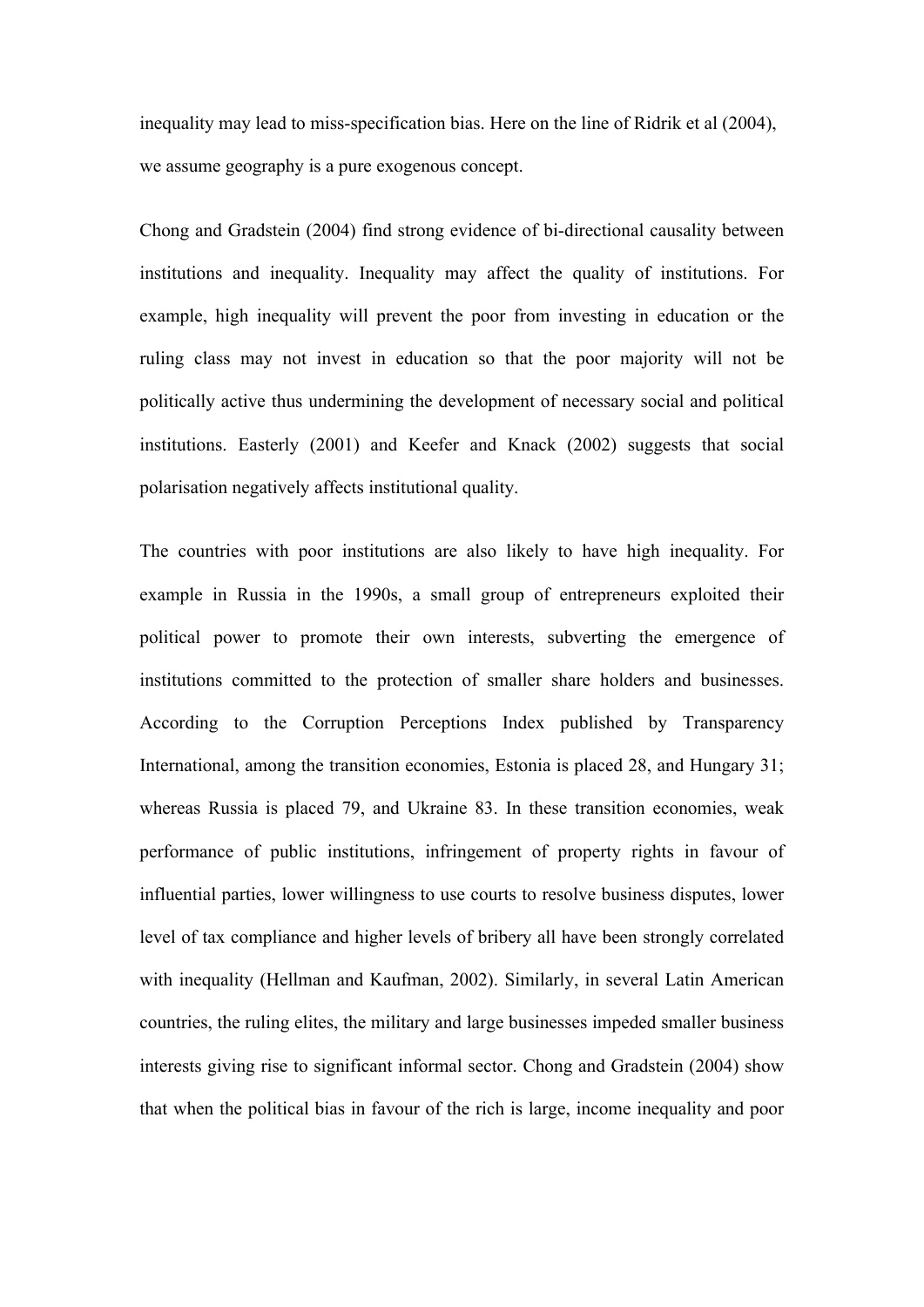inequality may lead to miss-specification bias. Here on the line of Ridrik et al (2004), we assume geography is a pure exogenous concept.

Chong and Gradstein (2004) find strong evidence of bi-directional causality between institutions and inequality. Inequality may affect the quality of institutions. For example, high inequality will prevent the poor from investing in education or the ruling class may not invest in education so that the poor majority will not be politically active thus undermining the development of necessary social and political institutions. Easterly (2001) and Keefer and Knack (2002) suggests that social polarisation negatively affects institutional quality.

The countries with poor institutions are also likely to have high inequality. For example in Russia in the 1990s, a small group of entrepreneurs exploited their political power to promote their own interests, subverting the emergence of institutions committed to the protection of smaller share holders and businesses. According to the Corruption Perceptions Index published by Transparency International, among the transition economies, Estonia is placed 28, and Hungary 31; whereas Russia is placed 79, and Ukraine 83. In these transition economies, weak performance of public institutions, infringement of property rights in favour of influential parties, lower willingness to use courts to resolve business disputes, lower level of tax compliance and higher levels of bribery all have been strongly correlated with inequality (Hellman and Kaufman, 2002). Similarly, in several Latin American countries, the ruling elites, the military and large businesses impeded smaller business interests giving rise to significant informal sector. Chong and Gradstein (2004) show that when the political bias in favour of the rich is large, income inequality and poor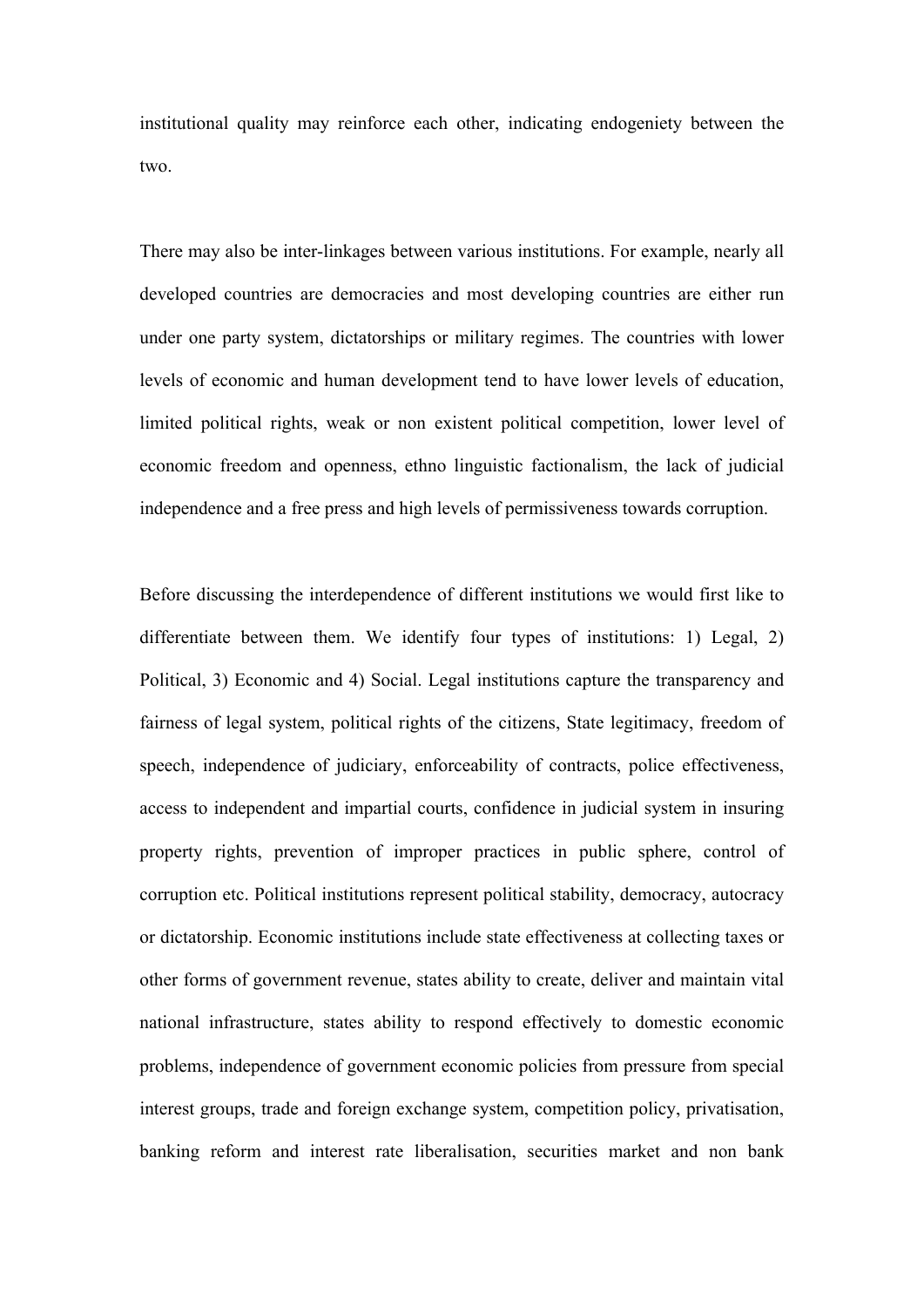institutional quality may reinforce each other, indicating endogeniety between the two.

There may also be inter-linkages between various institutions. For example, nearly all developed countries are democracies and most developing countries are either run under one party system, dictatorships or military regimes. The countries with lower levels of economic and human development tend to have lower levels of education, limited political rights, weak or non existent political competition, lower level of economic freedom and openness, ethno linguistic factionalism, the lack of judicial independence and a free press and high levels of permissiveness towards corruption.

Before discussing the interdependence of different institutions we would first like to differentiate between them. We identify four types of institutions: 1) Legal, 2) Political, 3) Economic and 4) Social. Legal institutions capture the transparency and fairness of legal system, political rights of the citizens, State legitimacy, freedom of speech, independence of judiciary, enforceability of contracts, police effectiveness, access to independent and impartial courts, confidence in judicial system in insuring property rights, prevention of improper practices in public sphere, control of corruption etc. Political institutions represent political stability, democracy, autocracy or dictatorship. Economic institutions include state effectiveness at collecting taxes or other forms of government revenue, states ability to create, deliver and maintain vital national infrastructure, states ability to respond effectively to domestic economic problems, independence of government economic policies from pressure from special interest groups, trade and foreign exchange system, competition policy, privatisation, banking reform and interest rate liberalisation, securities market and non bank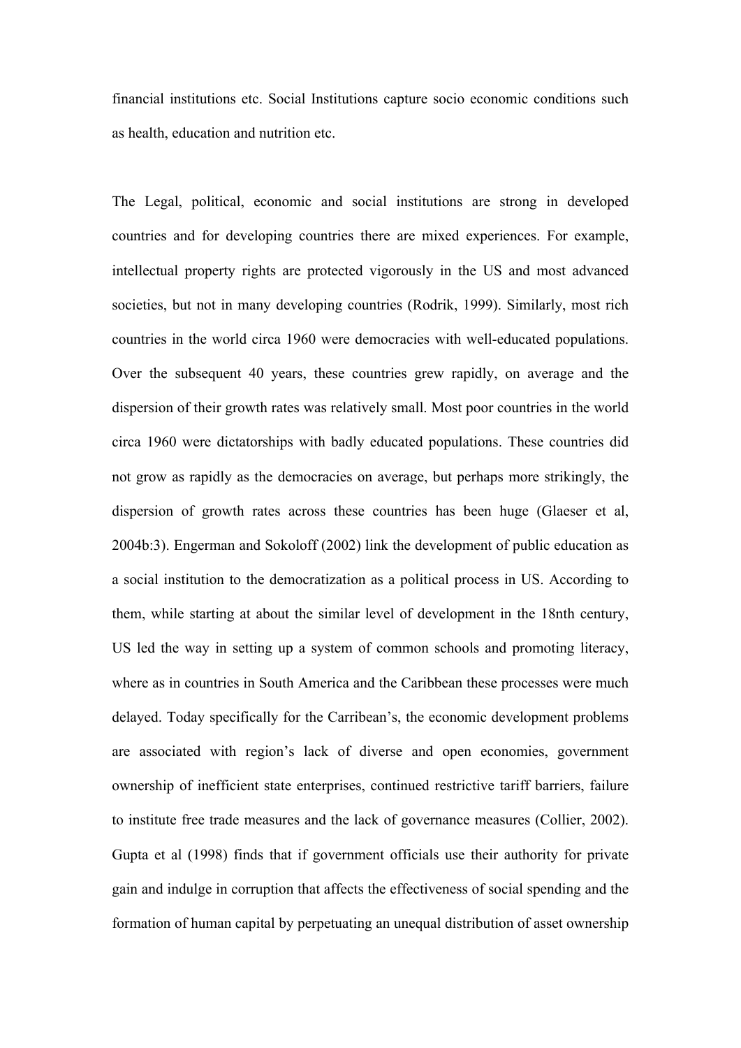financial institutions etc. Social Institutions capture socio economic conditions such as health, education and nutrition etc.

The Legal, political, economic and social institutions are strong in developed countries and for developing countries there are mixed experiences. For example, intellectual property rights are protected vigorously in the US and most advanced societies, but not in many developing countries (Rodrik, 1999). Similarly, most rich countries in the world circa 1960 were democracies with well-educated populations. Over the subsequent 40 years, these countries grew rapidly, on average and the dispersion of their growth rates was relatively small. Most poor countries in the world circa 1960 were dictatorships with badly educated populations. These countries did not grow as rapidly as the democracies on average, but perhaps more strikingly, the dispersion of growth rates across these countries has been huge (Glaeser et al, 2004b:3). Engerman and Sokoloff (2002) link the development of public education as a social institution to the democratization as a political process in US. According to them, while starting at about the similar level of development in the 18nth century, US led the way in setting up a system of common schools and promoting literacy, where as in countries in South America and the Caribbean these processes were much delayed. Today specifically for the Carribean's, the economic development problems are associated with region's lack of diverse and open economies, government ownership of inefficient state enterprises, continued restrictive tariff barriers, failure to institute free trade measures and the lack of governance measures (Collier, 2002). Gupta et al (1998) finds that if government officials use their authority for private gain and indulge in corruption that affects the effectiveness of social spending and the formation of human capital by perpetuating an unequal distribution of asset ownership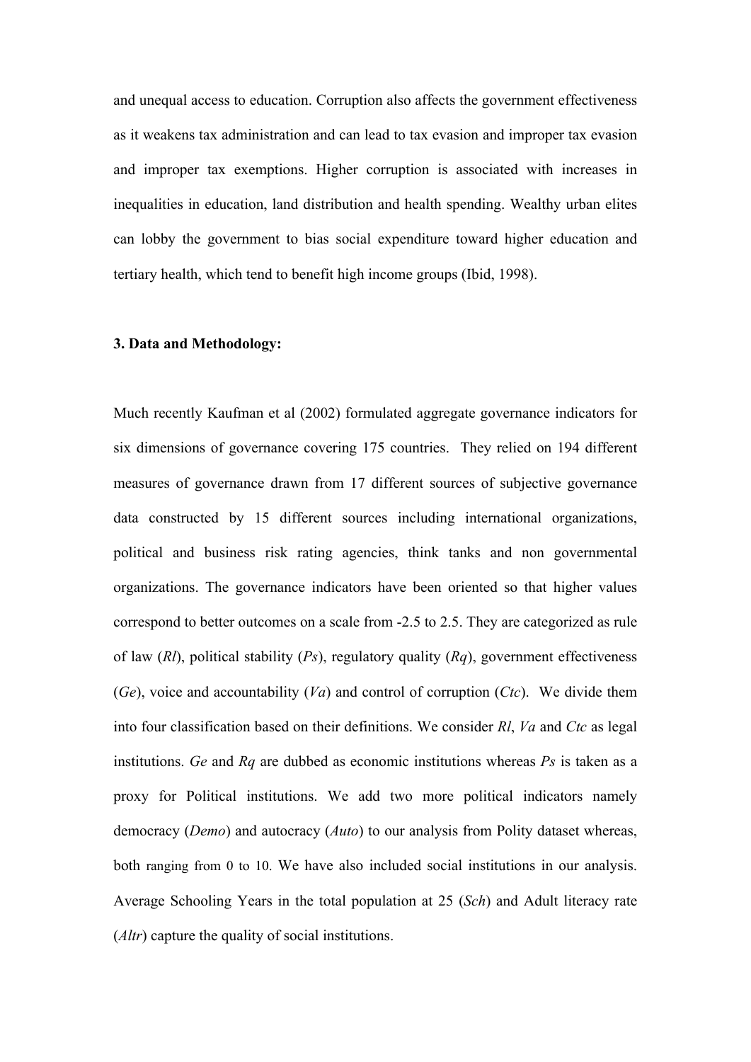and unequal access to education. Corruption also affects the government effectiveness as it weakens tax administration and can lead to tax evasion and improper tax evasion and improper tax exemptions. Higher corruption is associated with increases in inequalities in education, land distribution and health spending. Wealthy urban elites can lobby the government to bias social expenditure toward higher education and tertiary health, which tend to benefit high income groups (Ibid, 1998).

### 3. Data and Methodology:

Much recently Kaufman et al (2002) formulated aggregate governance indicators for six dimensions of governance covering 175 countries. They relied on 194 different measures of governance drawn from 17 different sources of subjective governance data constructed by 15 different sources including international organizations, political and business risk rating agencies, think tanks and non governmental organizations. The governance indicators have been oriented so that higher values correspond to better outcomes on a scale from -2.5 to 2.5. They are categorized as rule of law (*Rl*), political stability (*Ps*), regulatory quality (*Rq*), government effectiveness (*Ge*), voice and accountability (*Va*) and control of corruption (*Ctc*). We divide them into four classification based on their definitions. We consider *Rl*, *Va* and *Ctc* as legal institutions. *Ge* and *Rq* are dubbed as economic institutions whereas *Ps* is taken as a proxy for Political institutions. We add two more political indicators namely democracy (*Demo*) and autocracy (*Auto*) to our analysis from Polity dataset whereas, both ranging from 0 to 10. We have also included social institutions in our analysis. Average Schooling Years in the total population at 25 (*Sch*) and Adult literacy rate (*Altr*) capture the quality of social institutions.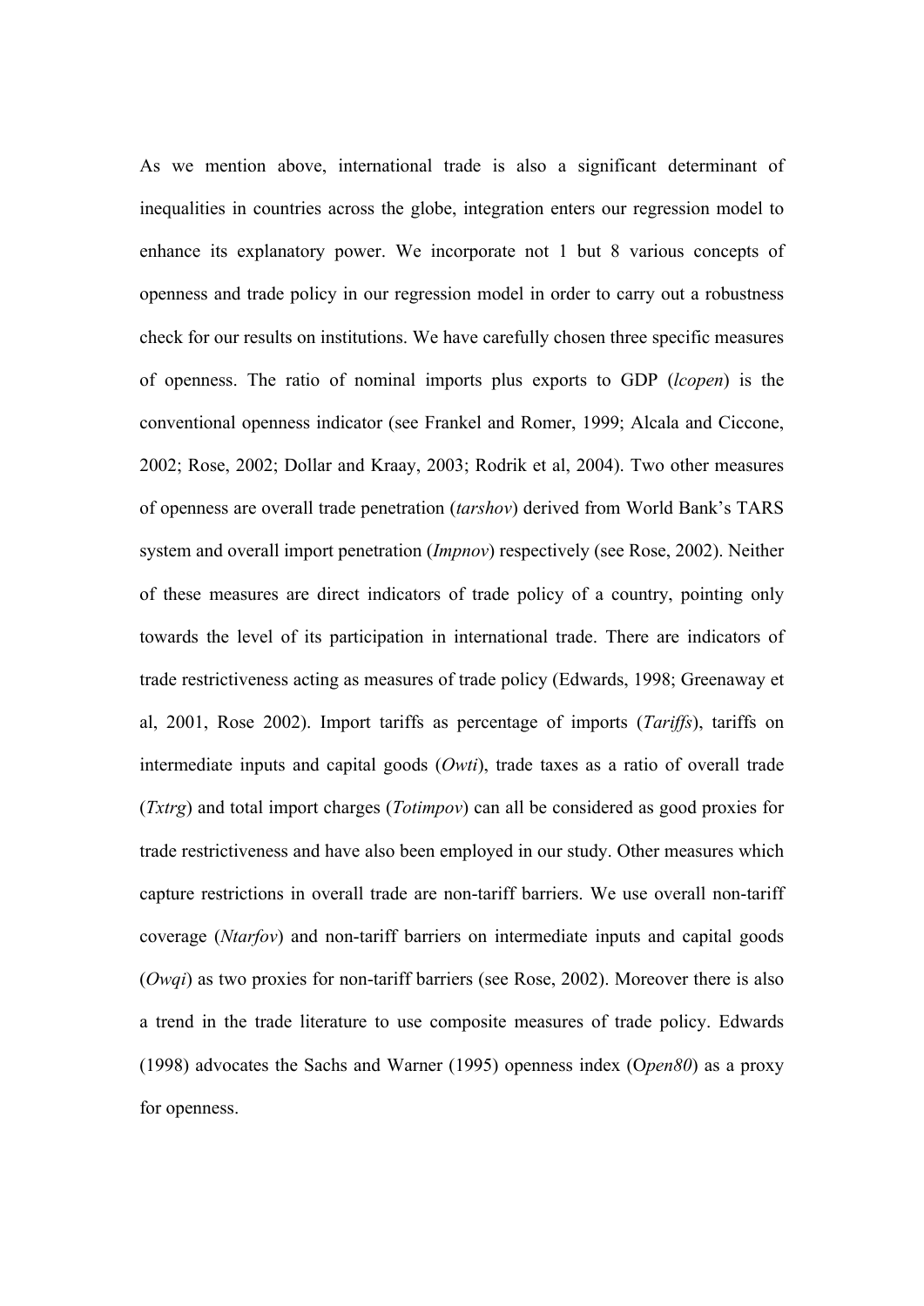As we mention above, international trade is also a significant determinant of inequalities in countries across the globe, integration enters our regression model to enhance its explanatory power. We incorporate not 1 but 8 various concepts of openness and trade policy in our regression model in order to carry out a robustness check for our results on institutions. We have carefully chosen three specific measures of openness. The ratio of nominal imports plus exports to GDP (*lcopen*) is the conventional openness indicator (see Frankel and Romer, 1999; Alcala and Ciccone, 2002; Rose, 2002; Dollar and Kraay, 2003; Rodrik et al, 2004). Two other measures of openness are overall trade penetration (*tarshov*) derived from World Bank's TARS system and overall import penetration (*Impnov*) respectively (see Rose, 2002). Neither of these measures are direct indicators of trade policy of a country, pointing only towards the level of its participation in international trade. There are indicators of trade restrictiveness acting as measures of trade policy (Edwards, 1998; Greenaway et al, 2001, Rose 2002). Import tariffs as percentage of imports (*Tariffs*), tariffs on intermediate inputs and capital goods (*Owti*), trade taxes as a ratio of overall trade (*Txtrg*) and total import charges (*Totimpov*) can all be considered as good proxies for trade restrictiveness and have also been employed in our study. Other measures which capture restrictions in overall trade are non-tariff barriers. We use overall non-tariff coverage (*Ntarfov*) and non-tariff barriers on intermediate inputs and capital goods (*Owqi*) as two proxies for non-tariff barriers (see Rose, 2002). Moreover there is also a trend in the trade literature to use composite measures of trade policy. Edwards (1998) advocates the Sachs and Warner (1995) openness index (O*pen80*) as a proxy for openness.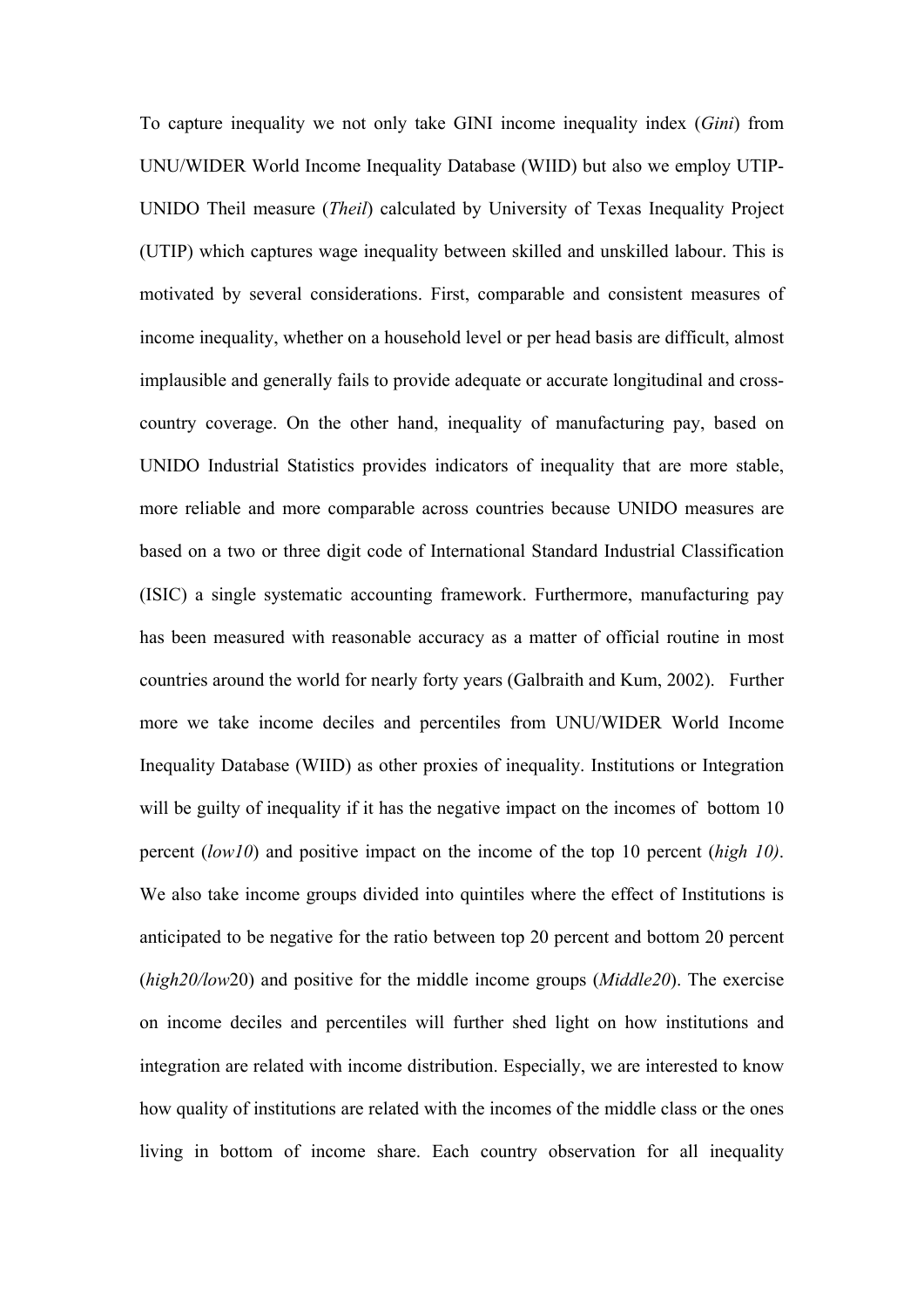To capture inequality we not only take GINI income inequality index (*Gini*) from UNU/WIDER World Income Inequality Database (WIID) but also we employ UTIP-UNIDO Theil measure (*Theil*) calculated by University of Texas Inequality Project (UTIP) which captures wage inequality between skilled and unskilled labour. This is motivated by several considerations. First, comparable and consistent measures of income inequality, whether on a household level or per head basis are difficult, almost implausible and generally fails to provide adequate or accurate longitudinal and cross-country coverage. On the other hand, inequality of manufacturing pay, based on UNIDO Industrial Statistics provides indicators of inequality that are more stable, more reliable and more comparable across countries because UNIDO measures are based on a two or three digit code of International Standard Industrial Classification (ISIC) a single systematic accounting framework. Furthermore, manufacturing pay has been measured with reasonable accuracy as a matter of official routine in most countries around the world for nearly forty years (Galbraith and Kum, 2002). Further more we take income deciles and percentiles from UNU/WIDER World Income Inequality Database (WIID) as other proxies of inequality. Institutions or Integration will be guilty of inequality if it has the negative impact on the incomes of bottom 10 percent (*low10*) and positive impact on the income of the top 10 percent (*high 10)*. We also take income groups divided into quintiles where the effect of Institutions is anticipated to be negative for the ratio between top 20 percent and bottom 20 percent (*high20/low*20) and positive for the middle income groups (*Middle20*). The exercise on income deciles and percentiles will further shed light on how institutions and integration are related with income distribution. Especially, we are interested to know how quality of institutions are related with the incomes of the middle class or the ones living in bottom of income share. Each country observation for all inequality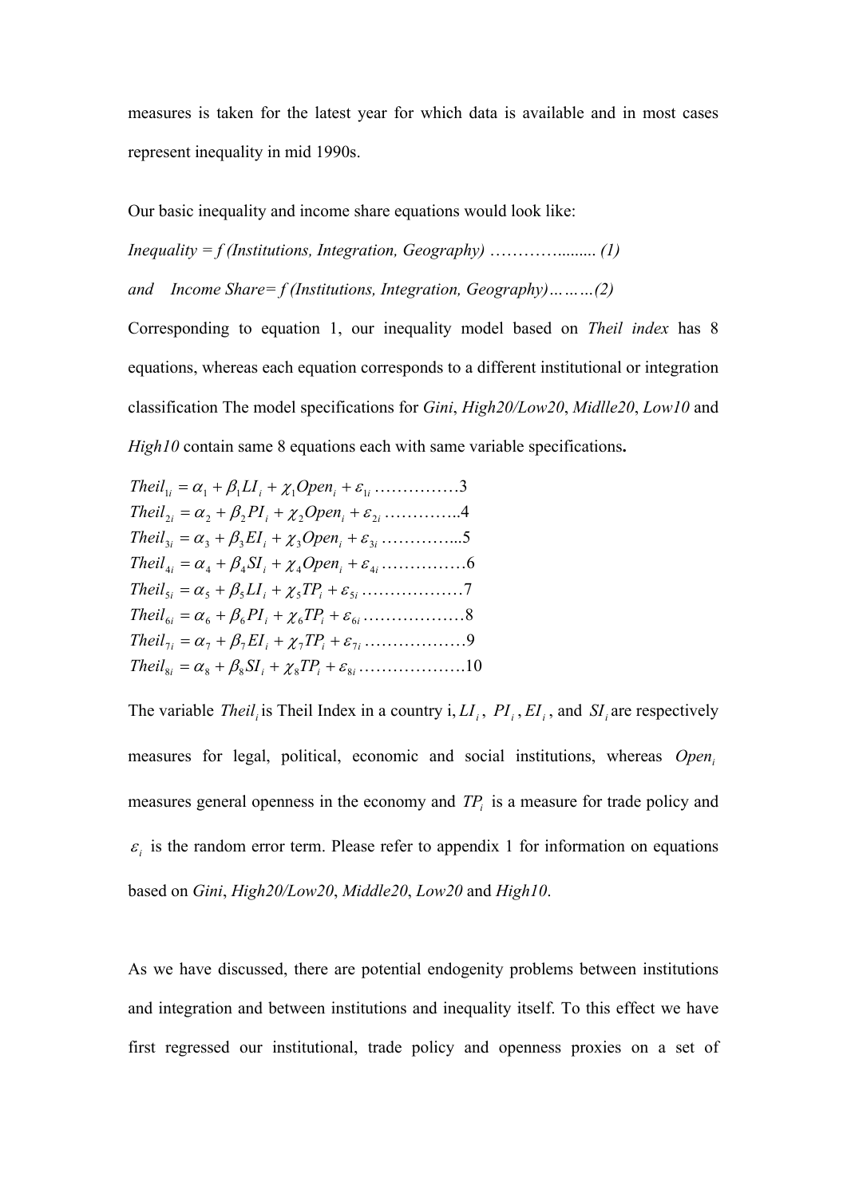measures is taken for the latest year for which data is available and in most cases represent inequality in mid 1990s.

Our basic inequality and income share equations would look like:

*Inequality = f (Institutions, Integration, Geography) ………….........  (1)*

*and   Income Share= f (Institutions, Integration, Geography)………(2)*

Corresponding to equation 1, our inequality model based on *Theil index* has 8 equations, whereas each equation corresponds to a different institutional or integration classification The model specifications for *Gini*, *High20/Low20*, *Midlle20*, *Low10* and *High10* contain same 8 equations each with same variable specifications**.**

$$Theil_{1i} = \alpha_1 + \beta_1 LI_i + \chi_1 Open_i + \varepsilon_{1i} \quad \text{……………3}$$
$$Theil_{2i} = \alpha_2 + \beta_2 PI_i + \chi_2 Open_i + \varepsilon_{2i} \quad \text{…………..4}$$
$$Theil_{3i} = \alpha_3 + \beta_3 EI_i + \chi_3 Open_i + \varepsilon_{3i} \quad \text{…………...5}$$
$$Theil_{4i} = \alpha_4 + \beta_4 SI_i + \chi_4 Open_i + \varepsilon_{4i} \quad \text{……………6}$$
$$Theil_{5i} = \alpha_5 + \beta_5 LI_i + \chi_5 TP_i + \varepsilon_{5i} \quad \text{………………7}$$
$$Theil_{6i} = \alpha_6 + \beta_6 PI_i + \chi_6 TP_i + \varepsilon_{6i} \quad \text{………………8}$$
$$Theil_{7i} = \alpha_7 + \beta_7 EI_i + \chi_7 TP_i + \varepsilon_{7i} \quad \text{………………9}$$
$$Theil_{8i} = \alpha_8 + \beta_8 SI_i + \chi_8 TP_i + \varepsilon_{8i} \quad \text{……………….10}$$

The variable $Theil_i$ is Theil Index in a country i, $LI_i$, $PI_i$, $EI_i$, and $SI_i$ are respectively measures for legal, political, economic and social institutions, whereas $Open_i$ measures general openness in the economy and $TP_i$ is a measure for trade policy and $\varepsilon_i$ is the random error term. Please refer to appendix 1 for information on equations based on *Gini*, *High20/Low20*, *Middle20*, *Low20* and *High10*.

As we have discussed, there are potential endogenity problems between institutions and integration and between institutions and inequality itself. To this effect we have first regressed our institutional, trade policy and openness proxies on a set of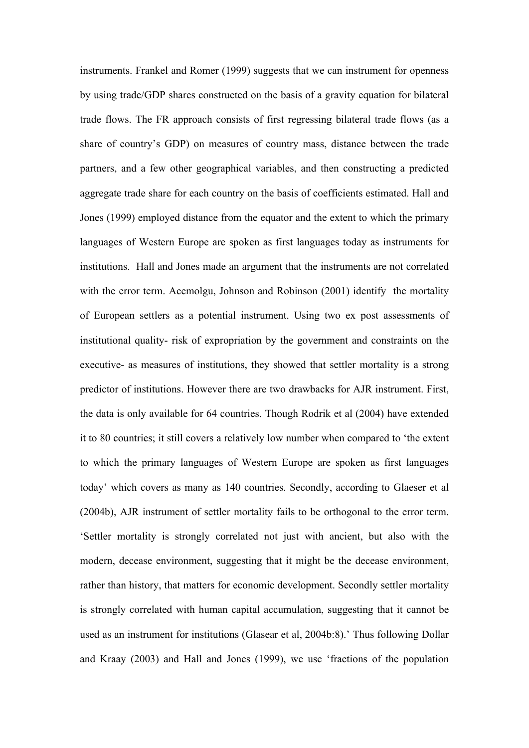instruments. Frankel and Romer (1999) suggests that we can instrument for openness by using trade/GDP shares constructed on the basis of a gravity equation for bilateral trade flows. The FR approach consists of first regressing bilateral trade flows (as a share of country's GDP) on measures of country mass, distance between the trade partners, and a few other geographical variables, and then constructing a predicted aggregate trade share for each country on the basis of coefficients estimated. Hall and Jones (1999) employed distance from the equator and the extent to which the primary languages of Western Europe are spoken as first languages today as instruments for institutions. Hall and Jones made an argument that the instruments are not correlated with the error term. Acemolgu, Johnson and Robinson (2001) identify the mortality of European settlers as a potential instrument. Using two ex post assessments of institutional quality- risk of expropriation by the government and constraints on the executive- as measures of institutions, they showed that settler mortality is a strong predictor of institutions. However there are two drawbacks for AJR instrument. First, the data is only available for 64 countries. Though Rodrik et al (2004) have extended it to 80 countries; it still covers a relatively low number when compared to 'the extent to which the primary languages of Western Europe are spoken as first languages today' which covers as many as 140 countries. Secondly, according to Glaeser et al (2004b), AJR instrument of settler mortality fails to be orthogonal to the error term. 'Settler mortality is strongly correlated not just with ancient, but also with the modern, decease environment, suggesting that it might be the decease environment, rather than history, that matters for economic development. Secondly settler mortality is strongly correlated with human capital accumulation, suggesting that it cannot be used as an instrument for institutions (Glasear et al, 2004b:8).' Thus following Dollar and Kraay (2003) and Hall and Jones (1999), we use 'fractions of the population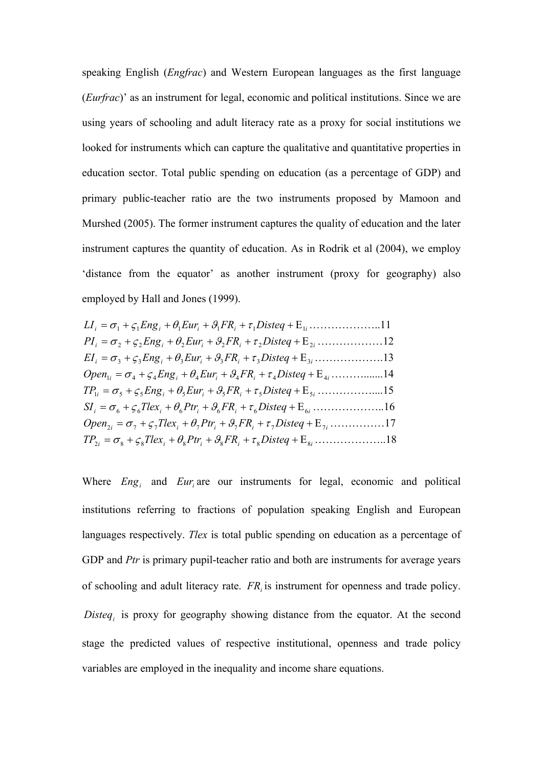speaking English (*Engfrac*) and Western European languages as the first language (*Eurfrac*)' as an instrument for legal, economic and political institutions. Since we are using years of schooling and adult literacy rate as a proxy for social institutions we looked for instruments which can capture the qualitative and quantitative properties in education sector. Total public spending on education (as a percentage of GDP) and primary public-teacher ratio are the two instruments proposed by Mamoon and Murshed (2005). The former instrument captures the quality of education and the later instrument captures the quantity of education. As in Rodrik et al (2004), we employ 'distance from the equator' as another instrument (proxy for geography) also employed by Hall and Jones (1999).

$$LI_i = \sigma_1 + \varsigma_1 Eng_i + \theta_1 Eur_i + \vartheta_1 FR_i + \tau_1 Disteq + \mathrm{E}_{1i} \quad \text{………………..11}$$

$$PI_i = \sigma_2 + \varsigma_2 Eng_i + \theta_2 Eur_i + \vartheta_2 FR_i + \tau_2 Disteq + \mathrm{E}_{2i} \quad \text{………………12}$$

$$EI_i = \sigma_3 + \varsigma_3 Eng_i + \theta_3 Eur_i + \vartheta_3 FR_i + \tau_3 Disteq + \mathrm{E}_{3i} \quad \text{……………….13}$$

$$Open_{1i} = \sigma_4 + \varsigma_4 Eng_i + \theta_4 Eur_i + \vartheta_4 FR_i + \tau_4 Disteq + \mathrm{E}_{4i} \quad \text{……….......14}$$

$$TP_{1i} = \sigma_5 + \varsigma_5 Eng_i + \theta_5 Eur_i + \vartheta_5 FR_i + \tau_5 Disteq + \mathrm{E}_{5i} \quad \text{……………....15}$$

$$SI_i = \sigma_6 + \varsigma_6 Tlex_i + \theta_6 Ptr_i + \vartheta_6 FR_i + \tau_6 Disteq + \mathrm{E}_{6i} \quad \text{………………..16}$$

$$Open_{2i} = \sigma_7 + \varsigma_7 Tlex_i + \theta_7 Ptr_i + \vartheta_7 FR_i + \tau_7 Disteq + \mathrm{E}_{7i} \quad \text{……………17}$$

$$TP_{2i} = \sigma_8 + \varsigma_8 Tlex_i + \theta_8 Ptr_i + \vartheta_8 FR_i + \tau_8 Disteq + \mathrm{E}_{8i} \quad \text{………………..18}$$

Where $Eng_i$ and $Eur_i$ are our instruments for legal, economic and political institutions referring to fractions of population speaking English and European languages respectively. *Tlex* is total public spending on education as a percentage of GDP and *Ptr* is primary pupil-teacher ratio and both are instruments for average years of schooling and adult literacy rate. $FR_i$ is instrument for openness and trade policy. $Disteq_i$ is proxy for geography showing distance from the equator. At the second stage the predicted values of respective institutional, openness and trade policy variables are employed in the inequality and income share equations.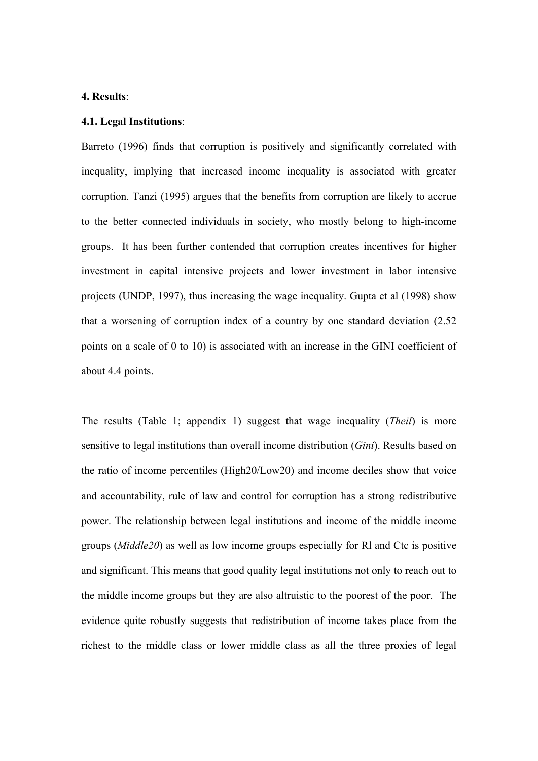## 4. Results:

### 4.1. Legal Institutions:

Barreto (1996) finds that corruption is positively and significantly correlated with inequality, implying that increased income inequality is associated with greater corruption. Tanzi (1995) argues that the benefits from corruption are likely to accrue to the better connected individuals in society, who mostly belong to high-income groups. It has been further contended that corruption creates incentives for higher investment in capital intensive projects and lower investment in labor intensive projects (UNDP, 1997), thus increasing the wage inequality. Gupta et al (1998) show that a worsening of corruption index of a country by one standard deviation (2.52 points on a scale of 0 to 10) is associated with an increase in the GINI coefficient of about 4.4 points.

The results (Table 1; appendix 1) suggest that wage inequality (*Theil*) is more sensitive to legal institutions than overall income distribution (*Gini*). Results based on the ratio of income percentiles (High20/Low20) and income deciles show that voice and accountability, rule of law and control for corruption has a strong redistributive power. The relationship between legal institutions and income of the middle income groups (*Middle20*) as well as low income groups especially for Rl and Ctc is positive and significant. This means that good quality legal institutions not only to reach out to the middle income groups but they are also altruistic to the poorest of the poor. The evidence quite robustly suggests that redistribution of income takes place from the richest to the middle class or lower middle class as all the three proxies of legal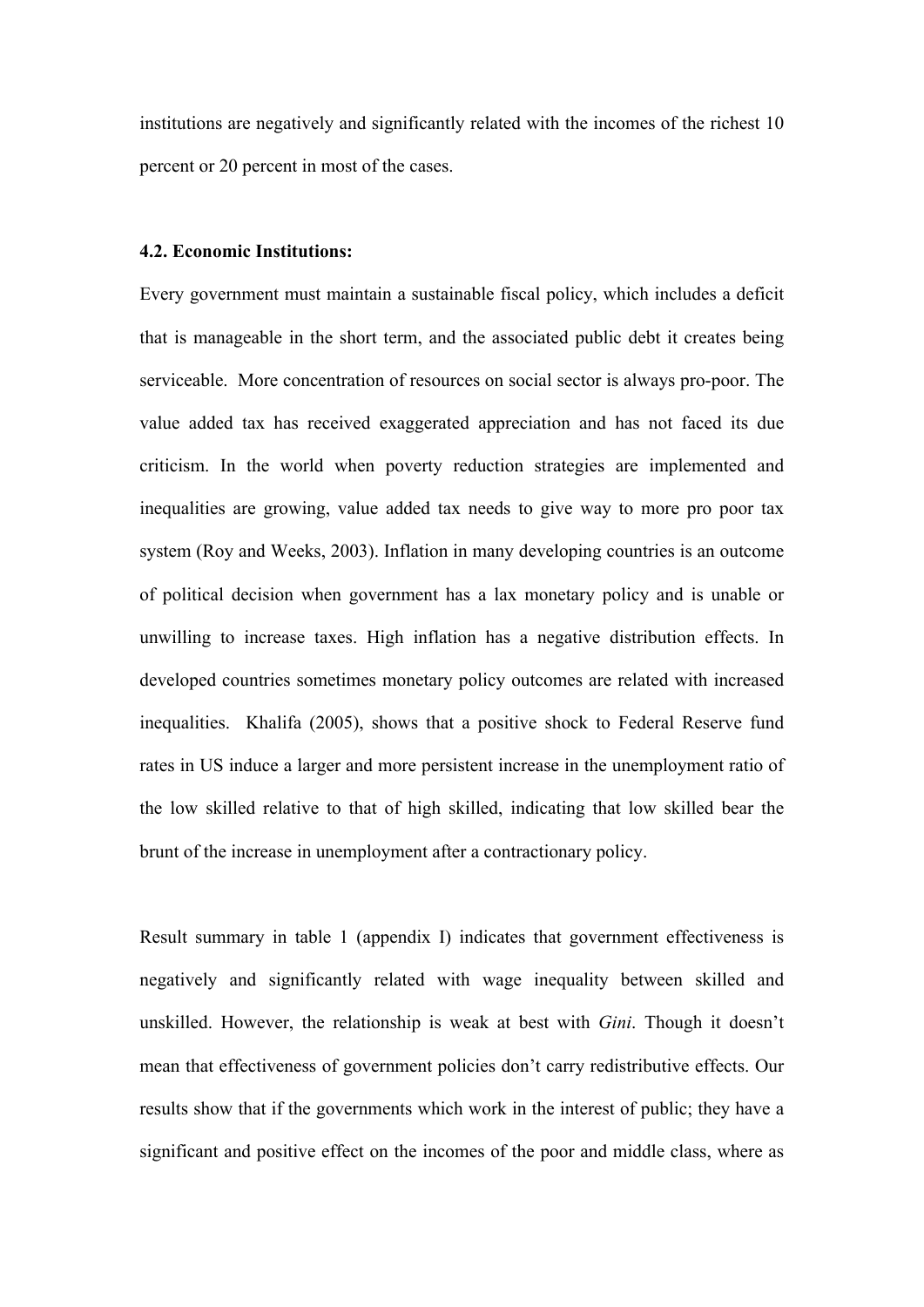institutions are negatively and significantly related with the incomes of the richest 10 percent or 20 percent in most of the cases.

**4.2. Economic Institutions:**

Every government must maintain a sustainable fiscal policy, which includes a deficit that is manageable in the short term, and the associated public debt it creates being serviceable. More concentration of resources on social sector is always pro-poor. The value added tax has received exaggerated appreciation and has not faced its due criticism. In the world when poverty reduction strategies are implemented and inequalities are growing, value added tax needs to give way to more pro poor tax system (Roy and Weeks, 2003). Inflation in many developing countries is an outcome of political decision when government has a lax monetary policy and is unable or unwilling to increase taxes. High inflation has a negative distribution effects. In developed countries sometimes monetary policy outcomes are related with increased inequalities. Khalifa (2005), shows that a positive shock to Federal Reserve fund rates in US induce a larger and more persistent increase in the unemployment ratio of the low skilled relative to that of high skilled, indicating that low skilled bear the brunt of the increase in unemployment after a contractionary policy.

Result summary in table 1 (appendix I) indicates that government effectiveness is negatively and significantly related with wage inequality between skilled and unskilled. However, the relationship is weak at best with *Gini*. Though it doesn't mean that effectiveness of government policies don't carry redistributive effects. Our results show that if the governments which work in the interest of public; they have a significant and positive effect on the incomes of the poor and middle class, where as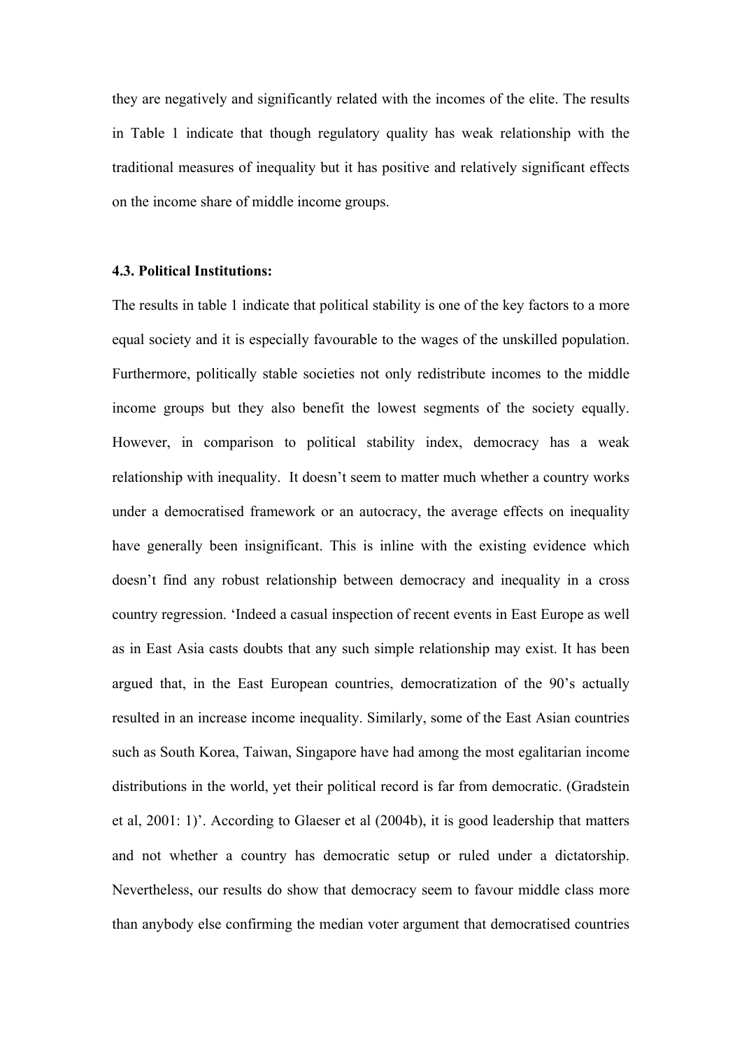they are negatively and significantly related with the incomes of the elite. The results in Table 1 indicate that though regulatory quality has weak relationship with the traditional measures of inequality but it has positive and relatively significant effects on the income share of middle income groups.

**4.3. Political Institutions:**

The results in table 1 indicate that political stability is one of the key factors to a more equal society and it is especially favourable to the wages of the unskilled population. Furthermore, politically stable societies not only redistribute incomes to the middle income groups but they also benefit the lowest segments of the society equally. However, in comparison to political stability index, democracy has a weak relationship with inequality. It doesn't seem to matter much whether a country works under a democratised framework or an autocracy, the average effects on inequality have generally been insignificant. This is inline with the existing evidence which doesn't find any robust relationship between democracy and inequality in a cross country regression. 'Indeed a casual inspection of recent events in East Europe as well as in East Asia casts doubts that any such simple relationship may exist. It has been argued that, in the East European countries, democratization of the 90's actually resulted in an increase income inequality. Similarly, some of the East Asian countries such as South Korea, Taiwan, Singapore have had among the most egalitarian income distributions in the world, yet their political record is far from democratic. (Gradstein et al, 2001: 1)'. According to Glaeser et al (2004b), it is good leadership that matters and not whether a country has democratic setup or ruled under a dictatorship. Nevertheless, our results do show that democracy seem to favour middle class more than anybody else confirming the median voter argument that democratised countries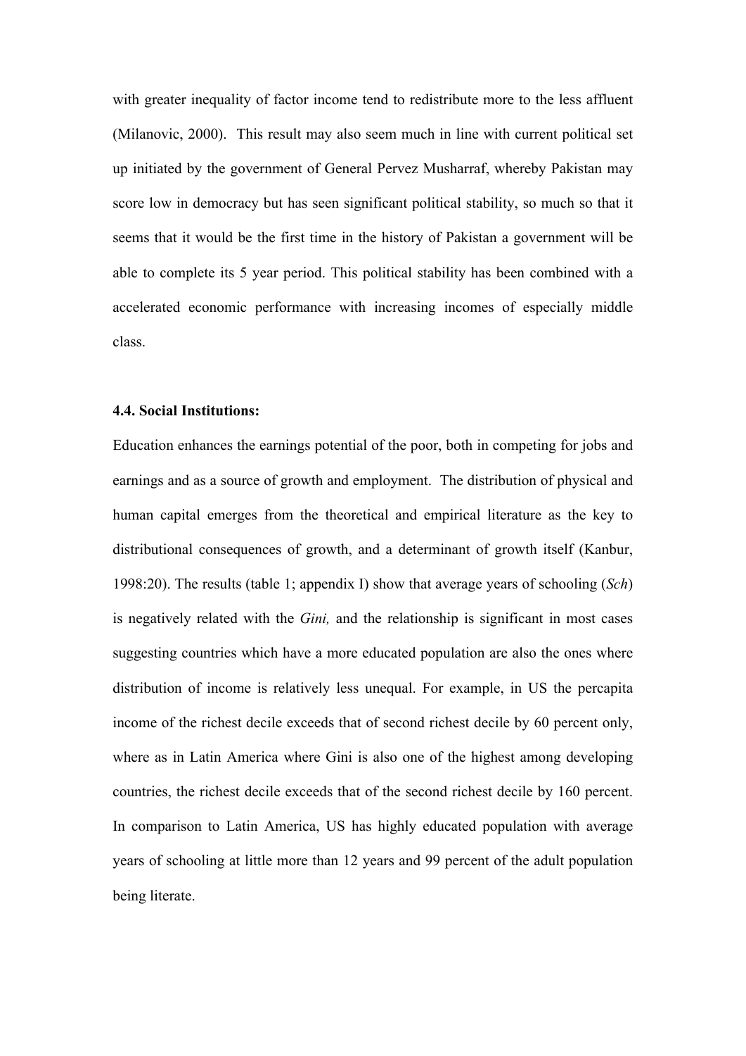with greater inequality of factor income tend to redistribute more to the less affluent (Milanovic, 2000). This result may also seem much in line with current political set up initiated by the government of General Pervez Musharraf, whereby Pakistan may score low in democracy but has seen significant political stability, so much so that it seems that it would be the first time in the history of Pakistan a government will be able to complete its 5 year period. This political stability has been combined with a accelerated economic performance with increasing incomes of especially middle class.

**4.4. Social Institutions:**

Education enhances the earnings potential of the poor, both in competing for jobs and earnings and as a source of growth and employment. The distribution of physical and human capital emerges from the theoretical and empirical literature as the key to distributional consequences of growth, and a determinant of growth itself (Kanbur, 1998:20). The results (table 1; appendix I) show that average years of schooling (*Sch*) is negatively related with the *Gini,* and the relationship is significant in most cases suggesting countries which have a more educated population are also the ones where distribution of income is relatively less unequal. For example, in US the percapita income of the richest decile exceeds that of second richest decile by 60 percent only, where as in Latin America where Gini is also one of the highest among developing countries, the richest decile exceeds that of the second richest decile by 160 percent. In comparison to Latin America, US has highly educated population with average years of schooling at little more than 12 years and 99 percent of the adult population being literate.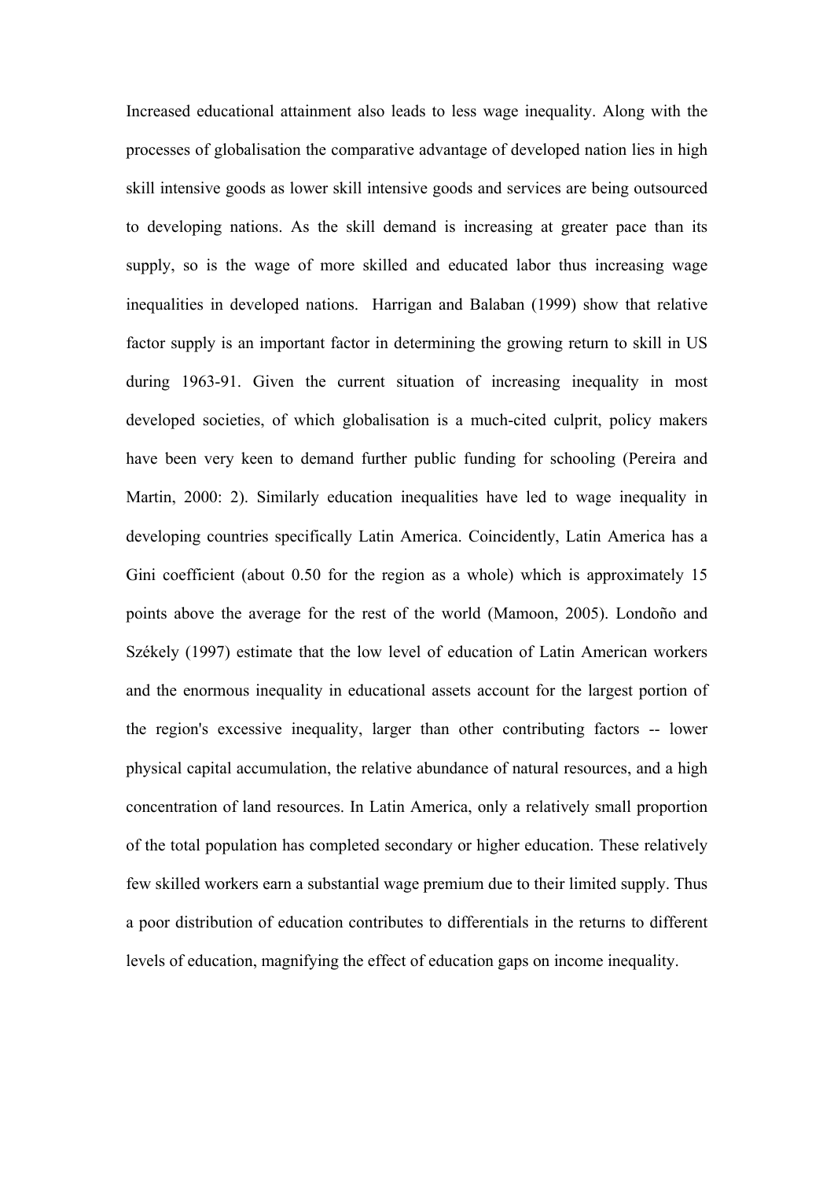Increased educational attainment also leads to less wage inequality. Along with the processes of globalisation the comparative advantage of developed nation lies in high skill intensive goods as lower skill intensive goods and services are being outsourced to developing nations. As the skill demand is increasing at greater pace than its supply, so is the wage of more skilled and educated labor thus increasing wage inequalities in developed nations. Harrigan and Balaban (1999) show that relative factor supply is an important factor in determining the growing return to skill in US during 1963-91. Given the current situation of increasing inequality in most developed societies, of which globalisation is a much-cited culprit, policy makers have been very keen to demand further public funding for schooling (Pereira and Martin, 2000: 2). Similarly education inequalities have led to wage inequality in developing countries specifically Latin America. Coincidently, Latin America has a Gini coefficient (about 0.50 for the region as a whole) which is approximately 15 points above the average for the rest of the world (Mamoon, 2005). Londoño and Székely (1997) estimate that the low level of education of Latin American workers and the enormous inequality in educational assets account for the largest portion of the region's excessive inequality, larger than other contributing factors -- lower physical capital accumulation, the relative abundance of natural resources, and a high concentration of land resources. In Latin America, only a relatively small proportion of the total population has completed secondary or higher education. These relatively few skilled workers earn a substantial wage premium due to their limited supply. Thus a poor distribution of education contributes to differentials in the returns to different levels of education, magnifying the effect of education gaps on income inequality.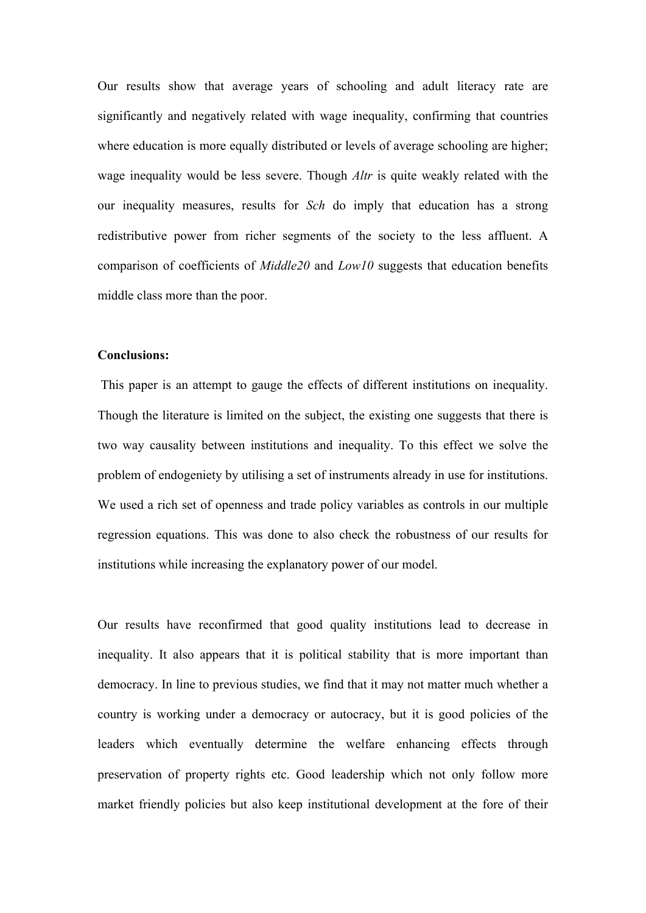Our results show that average years of schooling and adult literacy rate are significantly and negatively related with wage inequality, confirming that countries where education is more equally distributed or levels of average schooling are higher; wage inequality would be less severe. Though *Altr* is quite weakly related with the our inequality measures, results for *Sch* do imply that education has a strong redistributive power from richer segments of the society to the less affluent. A comparison of coefficients of *Middle20* and *Low10* suggests that education benefits middle class more than the poor.

**Conclusions:**

This paper is an attempt to gauge the effects of different institutions on inequality. Though the literature is limited on the subject, the existing one suggests that there is two way causality between institutions and inequality. To this effect we solve the problem of endogeniety by utilising a set of instruments already in use for institutions. We used a rich set of openness and trade policy variables as controls in our multiple regression equations. This was done to also check the robustness of our results for institutions while increasing the explanatory power of our model.

Our results have reconfirmed that good quality institutions lead to decrease in inequality. It also appears that it is political stability that is more important than democracy. In line to previous studies, we find that it may not matter much whether a country is working under a democracy or autocracy, but it is good policies of the leaders which eventually determine the welfare enhancing effects through preservation of property rights etc. Good leadership which not only follow more market friendly policies but also keep institutional development at the fore of their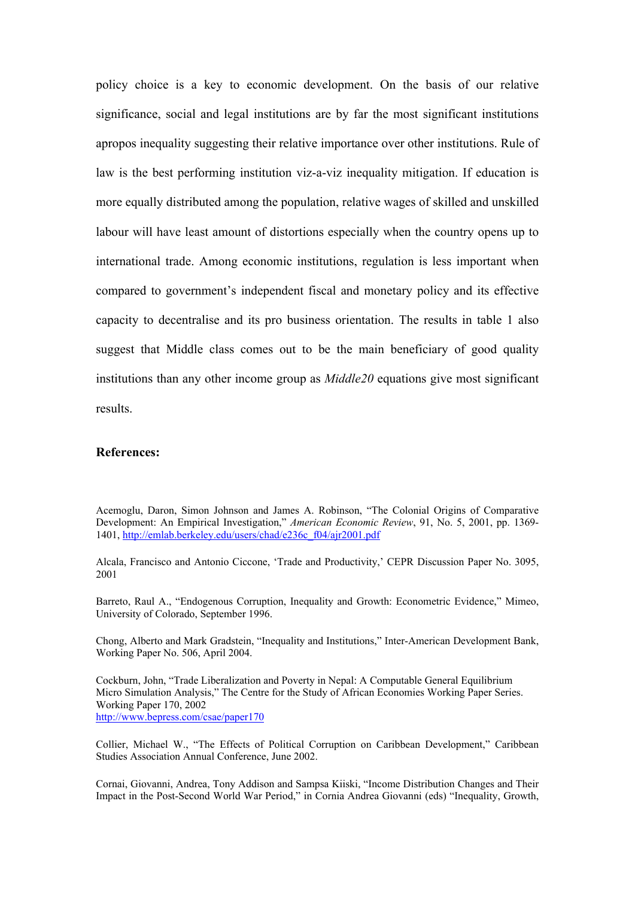policy choice is a key to economic development. On the basis of our relative significance, social and legal institutions are by far the most significant institutions apropos inequality suggesting their relative importance over other institutions. Rule of law is the best performing institution viz-a-viz inequality mitigation. If education is more equally distributed among the population, relative wages of skilled and unskilled labour will have least amount of distortions especially when the country opens up to international trade. Among economic institutions, regulation is less important when compared to government's independent fiscal and monetary policy and its effective capacity to decentralise and its pro business orientation. The results in table 1 also suggest that Middle class comes out to be the main beneficiary of good quality institutions than any other income group as *Middle20* equations give most significant results.

## References:

Acemoglu, Daron, Simon Johnson and James A. Robinson, "The Colonial Origins of Comparative Development: An Empirical Investigation," *American Economic Review*, 91, No. 5, 2001, pp. 1369-1401, http://emlab.berkeley.edu/users/chad/e236c_f04/ajr2001.pdf

Alcala, Francisco and Antonio Ciccone, 'Trade and Productivity,' CEPR Discussion Paper No. 3095, 2001

Barreto, Raul A., "Endogenous Corruption, Inequality and Growth: Econometric Evidence," Mimeo, University of Colorado, September 1996.

Chong, Alberto and Mark Gradstein, "Inequality and Institutions," Inter-American Development Bank, Working Paper No. 506, April 2004.

Cockburn, John, "Trade Liberalization and Poverty in Nepal: A Computable General Equilibrium Micro Simulation Analysis," The Centre for the Study of African Economies Working Paper Series. Working Paper 170, 2002
http://www.bepress.com/csae/paper170

Collier, Michael W., "The Effects of Political Corruption on Caribbean Development," Caribbean Studies Association Annual Conference, June 2002.

Cornai, Giovanni, Andrea, Tony Addison and Sampsa Kiiski, "Income Distribution Changes and Their Impact in the Post-Second World War Period," in Cornia Andrea Giovanni (eds) "Inequality, Growth,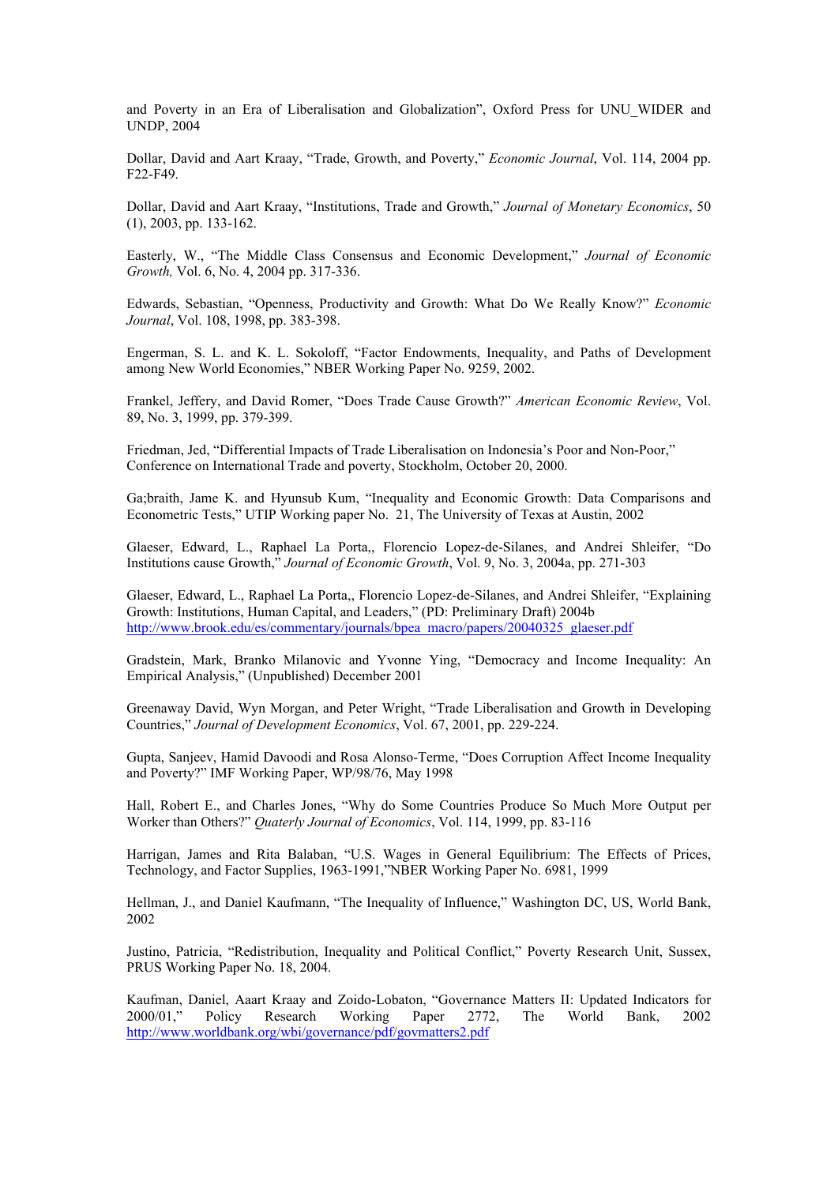and Poverty in an Era of Liberalisation and Globalization", Oxford Press for UNU_WIDER and UNDP, 2004

Dollar, David and Aart Kraay, "Trade, Growth, and Poverty," *Economic Journal*, Vol. 114, 2004 pp. F22-F49.

Dollar, David and Aart Kraay, "Institutions, Trade and Growth," *Journal of Monetary Economics*, 50 (1), 2003, pp. 133-162.

Easterly, W., "The Middle Class Consensus and Economic Development," *Journal of Economic Growth,* Vol. 6, No. 4, 2004 pp. 317-336.

Edwards, Sebastian, "Openness, Productivity and Growth: What Do We Really Know?" *Economic Journal*, Vol. 108, 1998, pp. 383-398.

Engerman, S. L. and K. L. Sokoloff, "Factor Endowments, Inequality, and Paths of Development among New World Economies," NBER Working Paper No. 9259, 2002.

Frankel, Jeffery, and David Romer, "Does Trade Cause Growth?" *American Economic Review*, Vol. 89, No. 3, 1999, pp. 379-399.

Friedman, Jed, "Differential Impacts of Trade Liberalisation on Indonesia's Poor and Non-Poor," Conference on International Trade and poverty, Stockholm, October 20, 2000.

Ga;braith, Jame K. and Hyunsub Kum, "Inequality and Economic Growth: Data Comparisons and Econometric Tests," UTIP Working paper No. 21, The University of Texas at Austin, 2002

Glaeser, Edward, L., Raphael La Porta,, Florencio Lopez-de-Silanes, and Andrei Shleifer, "Do Institutions cause Growth," *Journal of Economic Growth*, Vol. 9, No. 3, 2004a, pp. 271-303

Glaeser, Edward, L., Raphael La Porta,, Florencio Lopez-de-Silanes, and Andrei Shleifer, "Explaining Growth: Institutions, Human Capital, and Leaders," (PD: Preliminary Draft) 2004b http://www.brook.edu/es/commentary/journals/bpea_macro/papers/20040325_glaeser.pdf

Gradstein, Mark, Branko Milanovic and Yvonne Ying, "Democracy and Income Inequality: An Empirical Analysis," (Unpublished) December 2001

Greenaway David, Wyn Morgan, and Peter Wright, "Trade Liberalisation and Growth in Developing Countries," *Journal of Development Economics*, Vol. 67, 2001, pp. 229-224.

Gupta, Sanjeev, Hamid Davoodi and Rosa Alonso-Terme, "Does Corruption Affect Income Inequality and Poverty?" IMF Working Paper, WP/98/76, May 1998

Hall, Robert E., and Charles Jones, "Why do Some Countries Produce So Much More Output per Worker than Others?" *Quaterly Journal of Economics*, Vol. 114, 1999, pp. 83-116

Harrigan, James and Rita Balaban, "U.S. Wages in General Equilibrium: The Effects of Prices, Technology, and Factor Supplies, 1963-1991,"NBER Working Paper No. 6981, 1999

Hellman, J., and Daniel Kaufmann, "The Inequality of Influence," Washington DC, US, World Bank, 2002

Justino, Patricia, "Redistribution, Inequality and Political Conflict," Poverty Research Unit, Sussex, PRUS Working Paper No. 18, 2004.

Kaufman, Daniel, Aaart Kraay and Zoido-Lobaton, "Governance Matters II: Updated Indicators for 2000/01," Policy Research Working Paper 2772, The World Bank, 2002 http://www.worldbank.org/wbi/governance/pdf/govmatters2.pdf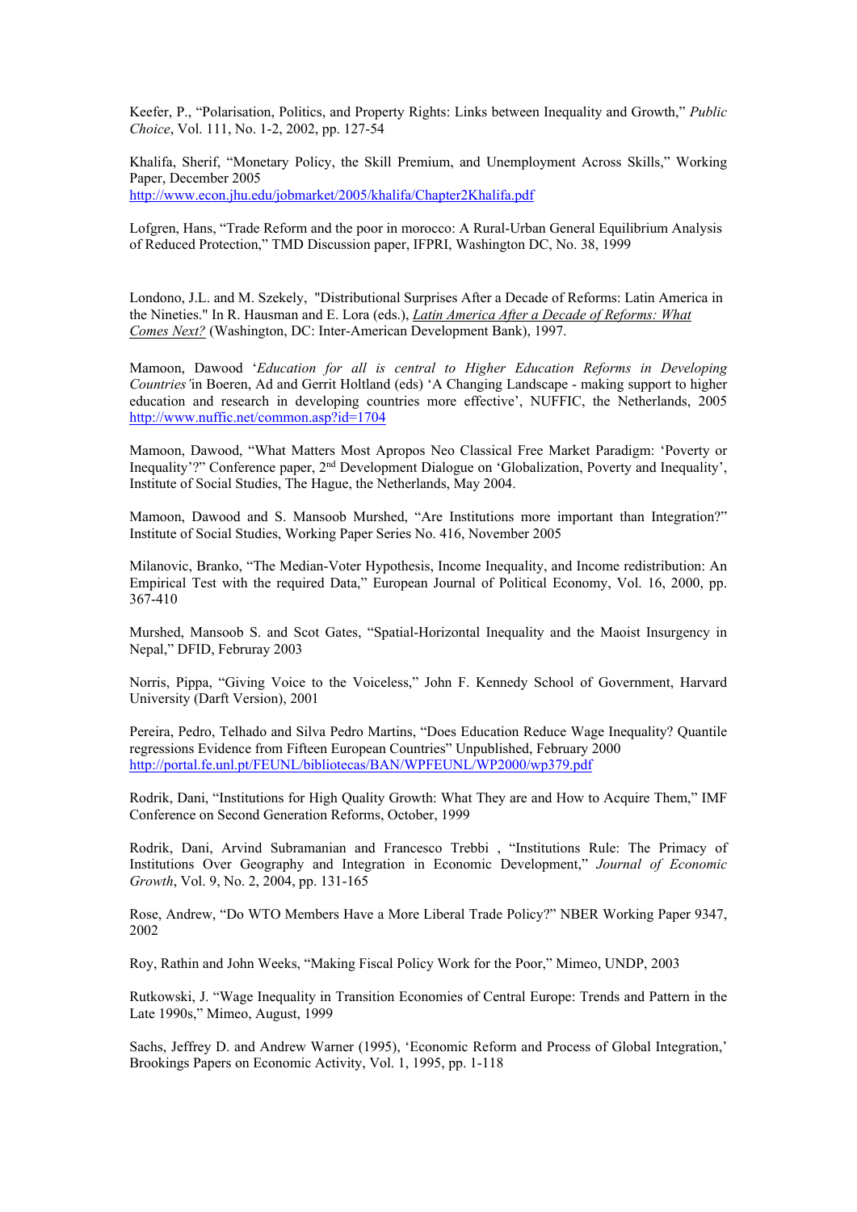Keefer, P., "Polarisation, Politics, and Property Rights: Links between Inequality and Growth," *Public Choice*, Vol. 111, No. 1-2, 2002, pp. 127-54

Khalifa, Sherif, "Monetary Policy, the Skill Premium, and Unemployment Across Skills," Working Paper, December 2005
http://www.econ.jhu.edu/jobmarket/2005/khalifa/Chapter2Khalifa.pdf

Lofgren, Hans, "Trade Reform and the poor in morocco: A Rural-Urban General Equilibrium Analysis of Reduced Protection," TMD Discussion paper, IFPRI, Washington DC, No. 38, 1999

Londono, J.L. and M. Szekely, "Distributional Surprises After a Decade of Reforms: Latin America in the Nineties." In R. Hausman and E. Lora (eds.), Latin America After a Decade of Reforms: What Comes Next? (Washington, DC: Inter-American Development Bank), 1997.

Mamoon, Dawood '*Education for all is central to Higher Education Reforms in Developing Countries'* in Boeren, Ad and Gerrit Holtland (eds) 'A Changing Landscape - making support to higher education and research in developing countries more effective', NUFFIC, the Netherlands, 2005 http://www.nuffic.net/common.asp?id=1704

Mamoon, Dawood, "What Matters Most Apropos Neo Classical Free Market Paradigm: 'Poverty or Inequality'?" Conference paper, 2nd Development Dialogue on 'Globalization, Poverty and Inequality', Institute of Social Studies, The Hague, the Netherlands, May 2004.

Mamoon, Dawood and S. Mansoob Murshed, "Are Institutions more important than Integration?" Institute of Social Studies, Working Paper Series No. 416, November 2005

Milanovic, Branko, "The Median-Voter Hypothesis, Income Inequality, and Income redistribution: An Empirical Test with the required Data," European Journal of Political Economy, Vol. 16, 2000, pp. 367-410

Murshed, Mansoob S. and Scot Gates, "Spatial-Horizontal Inequality and the Maoist Insurgency in Nepal," DFID, Februray 2003

Norris, Pippa, "Giving Voice to the Voiceless," John F. Kennedy School of Government, Harvard University (Darft Version), 2001

Pereira, Pedro, Telhado and Silva Pedro Martins, "Does Education Reduce Wage Inequality? Quantile regressions Evidence from Fifteen European Countries" Unpublished, February 2000
http://portal.fe.unl.pt/FEUNL/bibliotecas/BAN/WPFEUNL/WP2000/wp379.pdf

Rodrik, Dani, "Institutions for High Quality Growth: What They are and How to Acquire Them," IMF Conference on Second Generation Reforms, October, 1999

Rodrik, Dani, Arvind Subramanian and Francesco Trebbi , "Institutions Rule: The Primacy of Institutions Over Geography and Integration in Economic Development," *Journal of Economic Growth*, Vol. 9, No. 2, 2004, pp. 131-165

Rose, Andrew, "Do WTO Members Have a More Liberal Trade Policy?" NBER Working Paper 9347, 2002

Roy, Rathin and John Weeks, "Making Fiscal Policy Work for the Poor," Mimeo, UNDP, 2003

Rutkowski, J. "Wage Inequality in Transition Economies of Central Europe: Trends and Pattern in the Late 1990s," Mimeo, August, 1999

Sachs, Jeffrey D. and Andrew Warner (1995), 'Economic Reform and Process of Global Integration,' Brookings Papers on Economic Activity, Vol. 1, 1995, pp. 1-118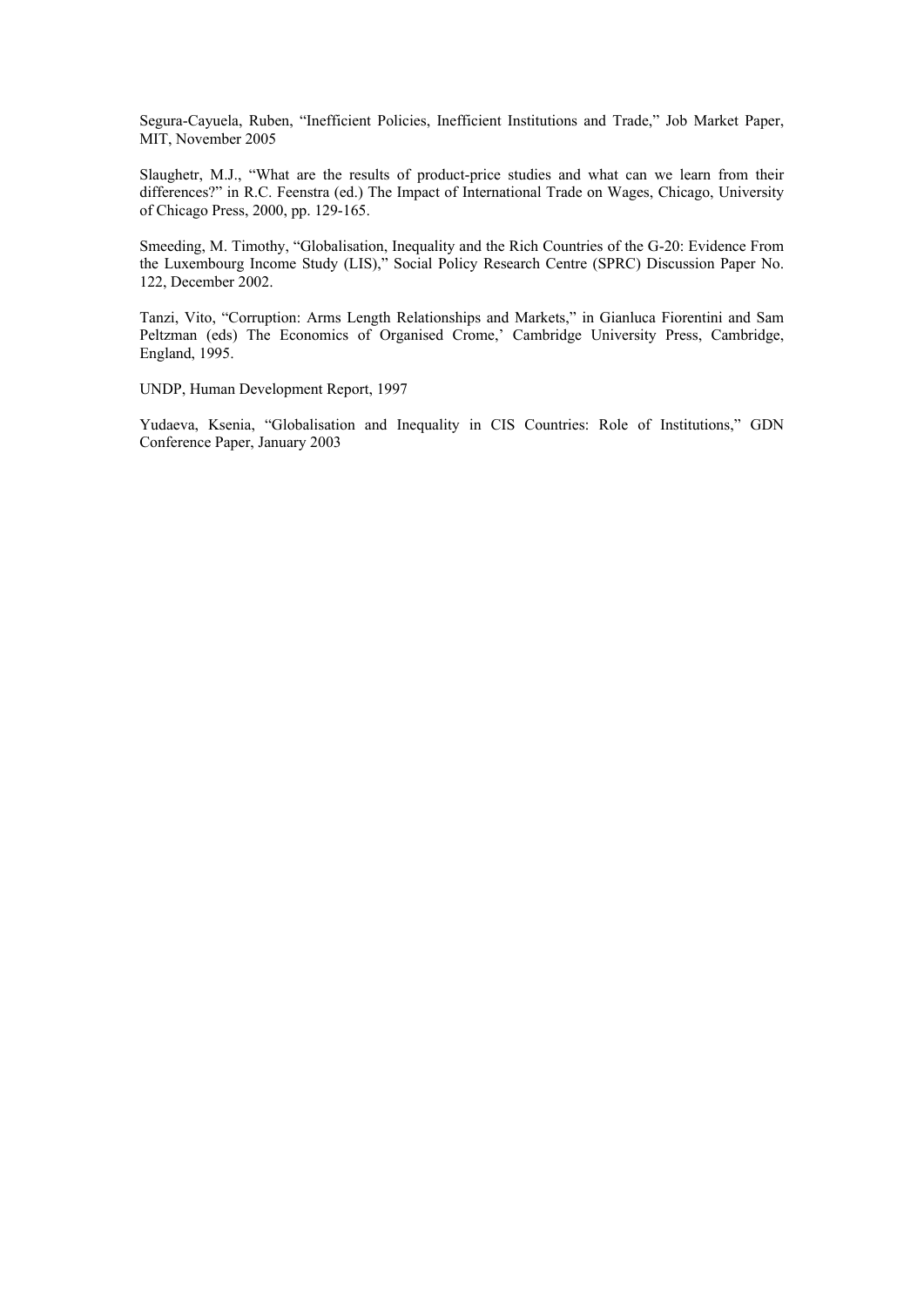Segura-Cayuela, Ruben, "Inefficient Policies, Inefficient Institutions and Trade," Job Market Paper, MIT, November 2005

Slaughetr, M.J., "What are the results of product-price studies and what can we learn from their differences?" in R.C. Feenstra (ed.) The Impact of International Trade on Wages, Chicago, University of Chicago Press, 2000, pp. 129-165.

Smeeding, M. Timothy, "Globalisation, Inequality and the Rich Countries of the G-20: Evidence From the Luxembourg Income Study (LIS)," Social Policy Research Centre (SPRC) Discussion Paper No. 122, December 2002.

Tanzi, Vito, "Corruption: Arms Length Relationships and Markets," in Gianluca Fiorentini and Sam Peltzman (eds) The Economics of Organised Crome,' Cambridge University Press, Cambridge, England, 1995.

UNDP, Human Development Report, 1997

Yudaeva, Ksenia, "Globalisation and Inequality in CIS Countries: Role of Institutions," GDN Conference Paper, January 2003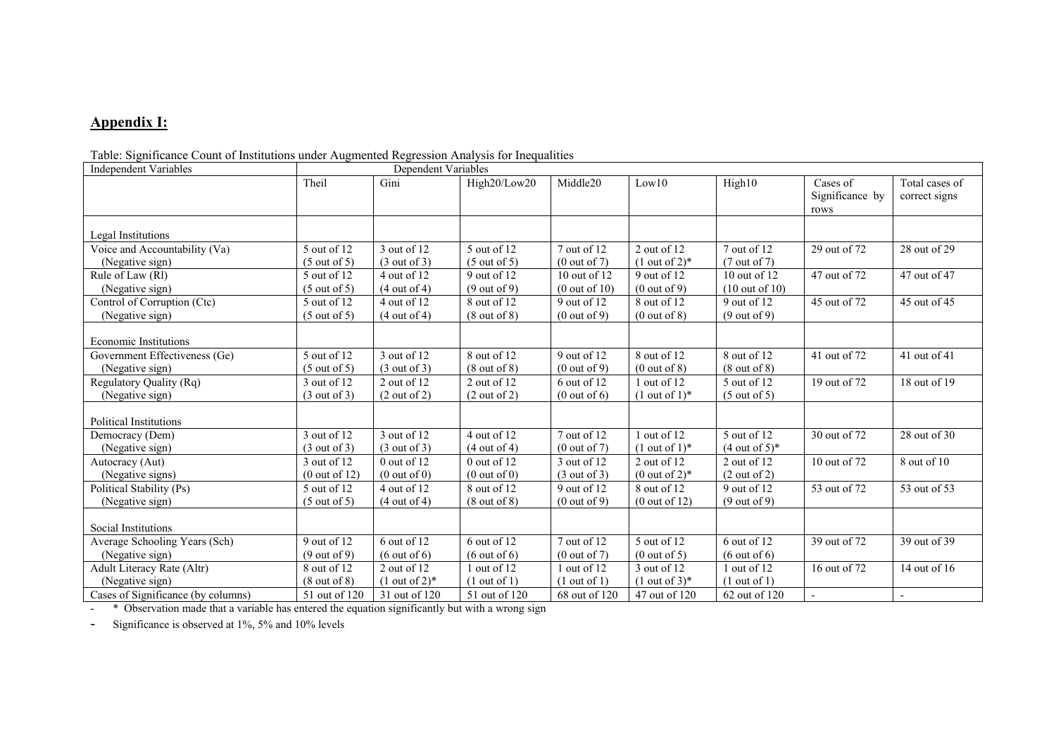## **Appendix I:**

Table: Significance Count of Institutions under Augmented Regression Analysis for Inequalities

| Independent Variables | Dependent Variables | | | | | | | |
|---|---|---|---|---|---|---|---|---|
| | Theil | Gini | High20/Low20 | Middle20 | Low10 | High10 | Cases of Significance by rows | Total cases of correct signs |
| Legal Institutions | | | | | | | | |
| Voice and Accountability (Va) (Negative sign) | 5 out of 12 (5 out of 5) | 3 out of 12 (3 out of 3) | 5 out of 12 (5 out of 5) | 7 out of 12 (0 out of 7) | 2 out of 12 (1 out of 2)* | 7 out of 12 (7 out of 7) | 29 out of 72 | 28 out of 29 |
| Rule of Law (Rl) (Negative sign) | 5 out of 12 (5 out of 5) | 4 out of 12 (4 out of 4) | 9 out of 12 (9 out of 9) | 10 out of 12 (0 out of 10) | 9 out of 12 (0 out of 9) | 10 out of 12 (10 out of 10) | 47 out of 72 | 47 out of 47 |
| Control of Corruption (Ctc) (Negative sign) | 5 out of 12 (5 out of 5) | 4 out of 12 (4 out of 4) | 8 out of 12 (8 out of 8) | 9 out of 12 (0 out of 9) | 8 out of 12 (0 out of 8) | 9 out of 12 (9 out of 9) | 45 out of 72 | 45 out of 45 |
| Economic Institutions | | | | | | | | |
| Government Effectiveness (Ge) (Negative sign) | 5 out of 12 (5 out of 5) | 3 out of 12 (3 out of 3) | 8 out of 12 (8 out of 8) | 9 out of 12 (0 out of 9) | 8 out of 12 (0 out of 8) | 8 out of 12 (8 out of 8) | 41 out of 72 | 41 out of 41 |
| Regulatory Quality (Rq) (Negative sign) | 3 out of 12 (3 out of 3) | 2 out of 12 (2 out of 2) | 2 out of 12 (2 out of 2) | 6 out of 12 (0 out of 6) | 1 out of 12 (1 out of 1)* | 5 out of 12 (5 out of 5) | 19 out of 72 | 18 out of 19 |
| Political Institutions | | | | | | | | |
| Democracy (Dem) (Negative sign) | 3 out of 12 (3 out of 3) | 3 out of 12 (3 out of 3) | 4 out of 12 (4 out of 4) | 7 out of 12 (0 out of 7) | 1 out of 12 (1 out of 1)* | 5 out of 12 (4 out of 5)* | 30 out of 72 | 28 out of 30 |
| Autocracy (Aut) (Negative signs) | 3 out of 12 (0 out of 12) | 0 out of 12 (0 out of 0) | 0 out of 12 (0 out of 0) | 3 out of 12 (3 out of 3) | 2 out of 12 (0 out of 2)* | 2 out of 12 (2 out of 2) | 10 out of 72 | 8 out of 10 |
| Political Stability (Ps) (Negative sign) | 5 out of 12 (5 out of 5) | 4 out of 12 (4 out of 4) | 8 out of 12 (8 out of 8) | 9 out of 12 (0 out of 9) | 8 out of 12 (0 out of 12) | 9 out of 12 (9 out of 9) | 53 out of 72 | 53 out of 53 |
| Social Institutions | | | | | | | | |
| Average Schooling Years (Sch) (Negative sign) | 9 out of 12 (9 out of 9) | 6 out of 12 (6 out of 6) | 6 out of 12 (6 out of 6) | 7 out of 12 (0 out of 7) | 5 out of 12 (0 out of 5) | 6 out of 12 (6 out of 6) | 39 out of 72 | 39 out of 39 |
| Adult Literacy Rate (Altr) (Negative sign) | 8 out of 12 (8 out of 8) | 2 out of 12 (1 out of 2)* | 1 out of 12 (1 out of 1) | 1 out of 12 (1 out of 1) | 3 out of 12 (1 out of 3)* | 1 out of 12 (1 out of 1) | 16 out of 72 | 14 out of 16 |
| Cases of Significance (by columns) | 51 out of 120 | 31 out of 120 | 51 out of 120 | 68 out of 120 | 47 out of 120 | 62 out of 120 | - | - |

- \* Observation made that a variable has entered the equation significantly but with a wrong sign
- Significance is observed at 1%, 5% and 10% levels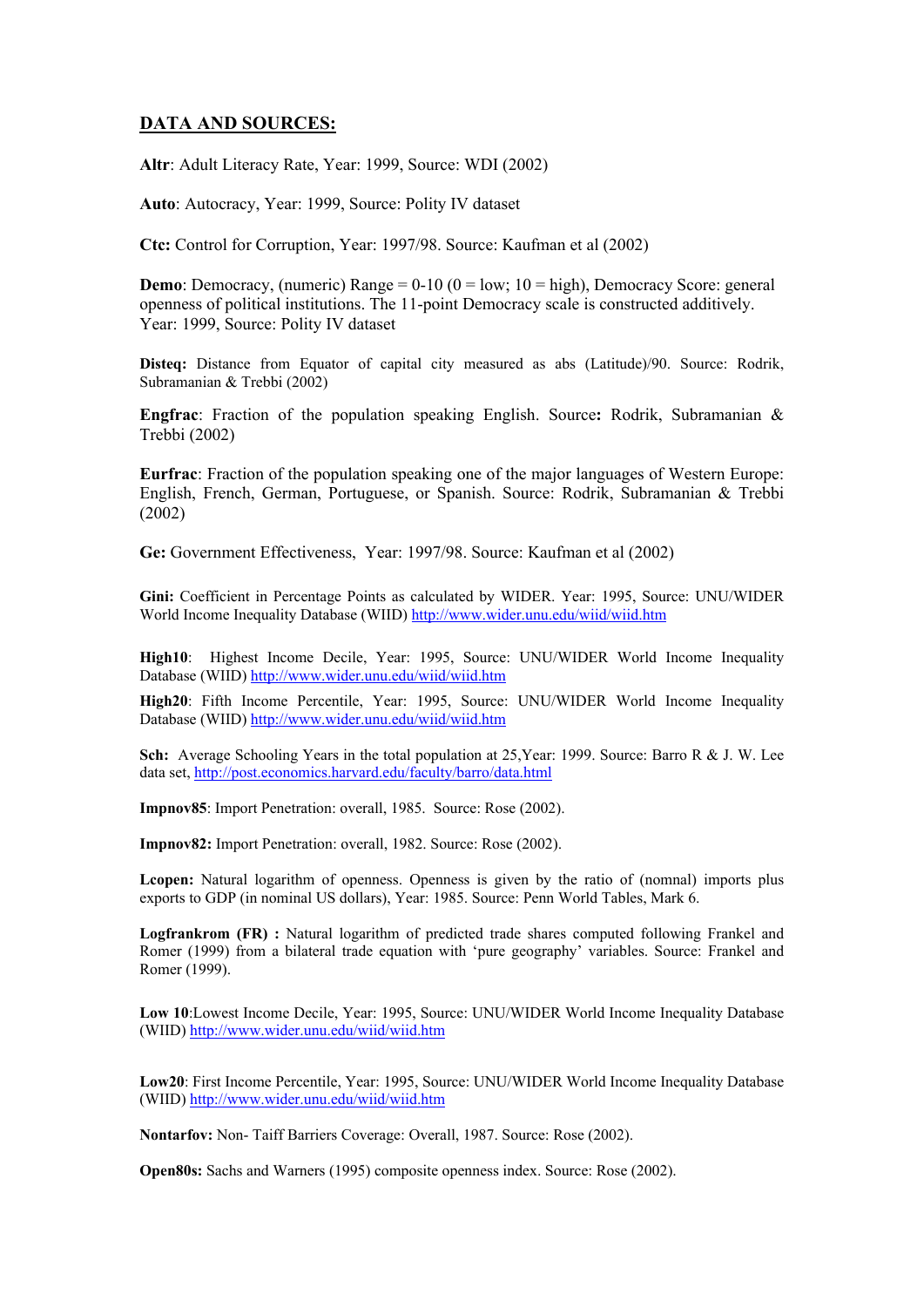## DATA AND SOURCES:

**Altr**: Adult Literacy Rate, Year: 1999, Source: WDI (2002)

**Auto**: Autocracy, Year: 1999, Source: Polity IV dataset

**Ctc:** Control for Corruption, Year: 1997/98. Source: Kaufman et al (2002)

**Demo**: Democracy, (numeric) Range = 0-10 (0 = low; 10 = high), Democracy Score: general openness of political institutions. The 11-point Democracy scale is constructed additively. Year: 1999, Source: Polity IV dataset

**Disteq:** Distance from Equator of capital city measured as abs (Latitude)/90. Source: Rodrik, Subramanian & Trebbi (2002)

**Engfrac**: Fraction of the population speaking English. Source**:** Rodrik, Subramanian & Trebbi (2002)

**Eurfrac**: Fraction of the population speaking one of the major languages of Western Europe: English, French, German, Portuguese, or Spanish. Source: Rodrik, Subramanian & Trebbi (2002)

**Ge:** Government Effectiveness, Year: 1997/98. Source: Kaufman et al (2002)

**Gini:** Coefficient in Percentage Points as calculated by WIDER. Year: 1995, Source: UNU/WIDER World Income Inequality Database (WIID) http://www.wider.unu.edu/wiid/wiid.htm

**High10**: Highest Income Decile, Year: 1995, Source: UNU/WIDER World Income Inequality Database (WIID) http://www.wider.unu.edu/wiid/wiid.htm

**High20**: Fifth Income Percentile, Year: 1995, Source: UNU/WIDER World Income Inequality Database (WIID) http://www.wider.unu.edu/wiid/wiid.htm

**Sch:** Average Schooling Years in the total population at 25,Year: 1999. Source: Barro R & J. W. Lee data set, http://post.economics.harvard.edu/faculty/barro/data.html

**Impnov85**: Import Penetration: overall, 1985. Source: Rose (2002).

**Impnov82:** Import Penetration: overall, 1982. Source: Rose (2002).

**Lcopen:** Natural logarithm of openness. Openness is given by the ratio of (nomnal) imports plus exports to GDP (in nominal US dollars), Year: 1985. Source: Penn World Tables, Mark 6.

**Logfrankrom (FR) :** Natural logarithm of predicted trade shares computed following Frankel and Romer (1999) from a bilateral trade equation with 'pure geography' variables. Source: Frankel and Romer (1999).

**Low 10**:Lowest Income Decile, Year: 1995, Source: UNU/WIDER World Income Inequality Database (WIID) http://www.wider.unu.edu/wiid/wiid.htm

**Low20**: First Income Percentile, Year: 1995, Source: UNU/WIDER World Income Inequality Database (WIID) http://www.wider.unu.edu/wiid/wiid.htm

**Nontarfov:** Non- Taiff Barriers Coverage: Overall, 1987. Source: Rose (2002).

**Open80s:** Sachs and Warners (1995) composite openness index. Source: Rose (2002).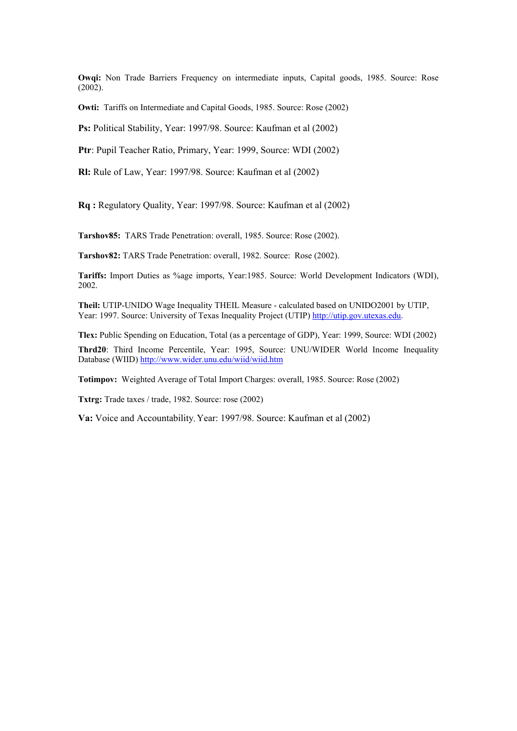**Owqi:** Non Trade Barriers Frequency on intermediate inputs, Capital goods, 1985. Source: Rose (2002).

**Owti:** Tariffs on Intermediate and Capital Goods, 1985. Source: Rose (2002)

**Ps:** Political Stability, Year: 1997/98. Source: Kaufman et al (2002)

**Ptr**: Pupil Teacher Ratio, Primary, Year: 1999, Source: WDI (2002)

**Rl:** Rule of Law, Year: 1997/98. Source: Kaufman et al (2002)

**Rq :** Regulatory Quality, Year: 1997/98. Source: Kaufman et al (2002)

**Tarshov85:** TARS Trade Penetration: overall, 1985. Source: Rose (2002).

**Tarshov82:** TARS Trade Penetration: overall, 1982. Source: Rose (2002).

**Tariffs:** Import Duties as %age imports, Year:1985. Source: World Development Indicators (WDI), 2002.

**Theil:** UTIP-UNIDO Wage Inequality THEIL Measure - calculated based on UNIDO2001 by UTIP, Year: 1997. Source: University of Texas Inequality Project (UTIP) http://utip.gov.utexas.edu.

**Tlex:** Public Spending on Education, Total (as a percentage of GDP), Year: 1999, Source: WDI (2002)

**Thrd20**: Third Income Percentile, Year: 1995, Source: UNU/WIDER World Income Inequality Database (WIID) http://www.wider.unu.edu/wiid/wiid.htm

**Totimpov:** Weighted Average of Total Import Charges: overall, 1985. Source: Rose (2002)

**Txtrg:** Trade taxes / trade, 1982. Source: rose (2002)

**Va:** Voice and Accountability, Year: 1997/98. Source: Kaufman et al (2002)